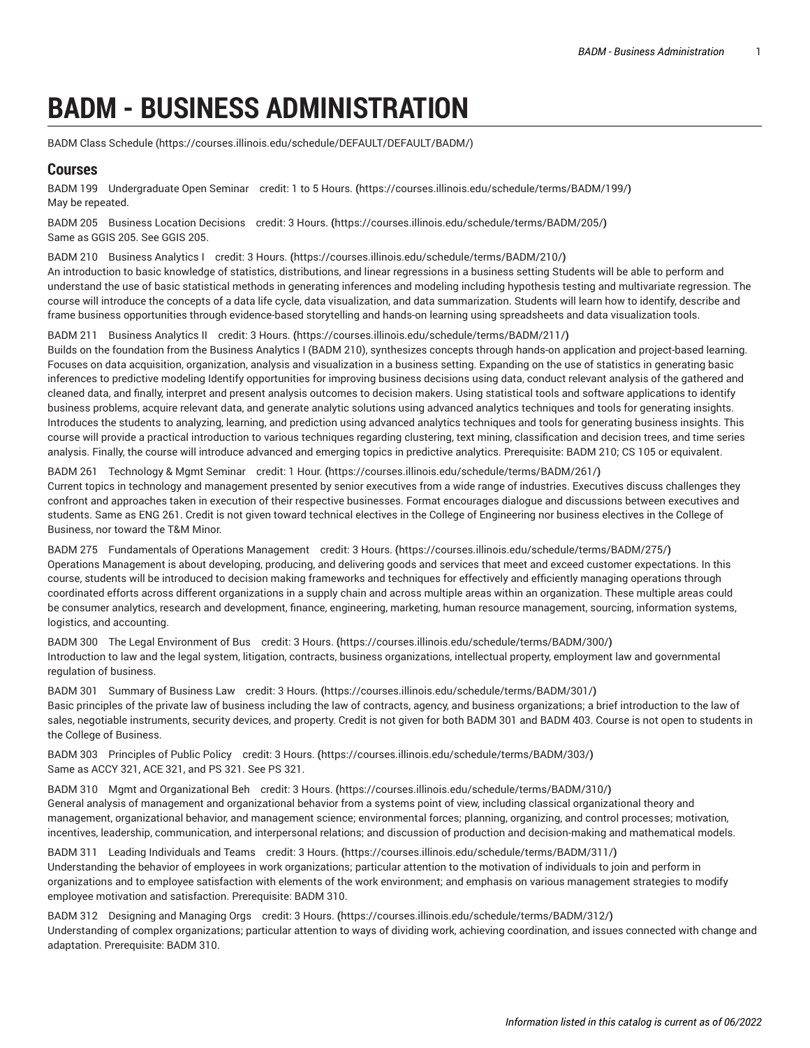# BADM - BUSINESS ADMINISTRATION

BADM Class Schedule (https://courses.illinois.edu/schedule/DEFAULT/DEFAULT/BADM/)

## Courses

BADM 199 Undergraduate Open Seminar credit: 1 to 5 Hours. **(**https://courses.illinois.edu/schedule/terms/BADM/199/**)**
May be repeated.

BADM 205 Business Location Decisions credit: 3 Hours. **(**https://courses.illinois.edu/schedule/terms/BADM/205/**)**
Same as GGIS 205. See GGIS 205.

BADM 210 Business Analytics I credit: 3 Hours. **(**https://courses.illinois.edu/schedule/terms/BADM/210/**)**
An introduction to basic knowledge of statistics, distributions, and linear regressions in a business setting Students will be able to perform and understand the use of basic statistical methods in generating inferences and modeling including hypothesis testing and multivariate regression. The course will introduce the concepts of a data life cycle, data visualization, and data summarization. Students will learn how to identify, describe and frame business opportunities through evidence-based storytelling and hands-on learning using spreadsheets and data visualization tools.

BADM 211 Business Analytics II credit: 3 Hours. **(**https://courses.illinois.edu/schedule/terms/BADM/211/**)**
Builds on the foundation from the Business Analytics I (BADM 210), synthesizes concepts through hands-on application and project-based learning. Focuses on data acquisition, organization, analysis and visualization in a business setting. Expanding on the use of statistics in generating basic inferences to predictive modeling Identify opportunities for improving business decisions using data, conduct relevant analysis of the gathered and cleaned data, and finally, interpret and present analysis outcomes to decision makers. Using statistical tools and software applications to identify business problems, acquire relevant data, and generate analytic solutions using advanced analytics techniques and tools for generating insights. Introduces the students to analyzing, learning, and prediction using advanced analytics techniques and tools for generating business insights. This course will provide a practical introduction to various techniques regarding clustering, text mining, classification and decision trees, and time series analysis. Finally, the course will introduce advanced and emerging topics in predictive analytics. Prerequisite: BADM 210; CS 105 or equivalent.

BADM 261 Technology & Mgmt Seminar credit: 1 Hour. **(**https://courses.illinois.edu/schedule/terms/BADM/261/**)**
Current topics in technology and management presented by senior executives from a wide range of industries. Executives discuss challenges they confront and approaches taken in execution of their respective businesses. Format encourages dialogue and discussions between executives and students. Same as ENG 261. Credit is not given toward technical electives in the College of Engineering nor business electives in the College of Business, nor toward the T&M Minor.

BADM 275 Fundamentals of Operations Management credit: 3 Hours. **(**https://courses.illinois.edu/schedule/terms/BADM/275/**)**
Operations Management is about developing, producing, and delivering goods and services that meet and exceed customer expectations. In this course, students will be introduced to decision making frameworks and techniques for effectively and efficiently managing operations through coordinated efforts across different organizations in a supply chain and across multiple areas within an organization. These multiple areas could be consumer analytics, research and development, finance, engineering, marketing, human resource management, sourcing, information systems, logistics, and accounting.

BADM 300 The Legal Environment of Bus credit: 3 Hours. **(**https://courses.illinois.edu/schedule/terms/BADM/300/**)**
Introduction to law and the legal system, litigation, contracts, business organizations, intellectual property, employment law and governmental regulation of business.

BADM 301 Summary of Business Law credit: 3 Hours. **(**https://courses.illinois.edu/schedule/terms/BADM/301/**)**
Basic principles of the private law of business including the law of contracts, agency, and business organizations; a brief introduction to the law of sales, negotiable instruments, security devices, and property. Credit is not given for both BADM 301 and BADM 403. Course is not open to students in the College of Business.

BADM 303 Principles of Public Policy credit: 3 Hours. **(**https://courses.illinois.edu/schedule/terms/BADM/303/**)**
Same as ACCY 321, ACE 321, and PS 321. See PS 321.

BADM 310 Mgmt and Organizational Beh credit: 3 Hours. **(**https://courses.illinois.edu/schedule/terms/BADM/310/**)**
General analysis of management and organizational behavior from a systems point of view, including classical organizational theory and management, organizational behavior, and management science; environmental forces; planning, organizing, and control processes; motivation, incentives, leadership, communication, and interpersonal relations; and discussion of production and decision-making and mathematical models.

BADM 311 Leading Individuals and Teams credit: 3 Hours. **(**https://courses.illinois.edu/schedule/terms/BADM/311/**)**
Understanding the behavior of employees in work organizations; particular attention to the motivation of individuals to join and perform in organizations and to employee satisfaction with elements of the work environment; and emphasis on various management strategies to modify employee motivation and satisfaction. Prerequisite: BADM 310.

BADM 312 Designing and Managing Orgs credit: 3 Hours. **(**https://courses.illinois.edu/schedule/terms/BADM/312/**)**
Understanding of complex organizations; particular attention to ways of dividing work, achieving coordination, and issues connected with change and adaptation. Prerequisite: BADM 310.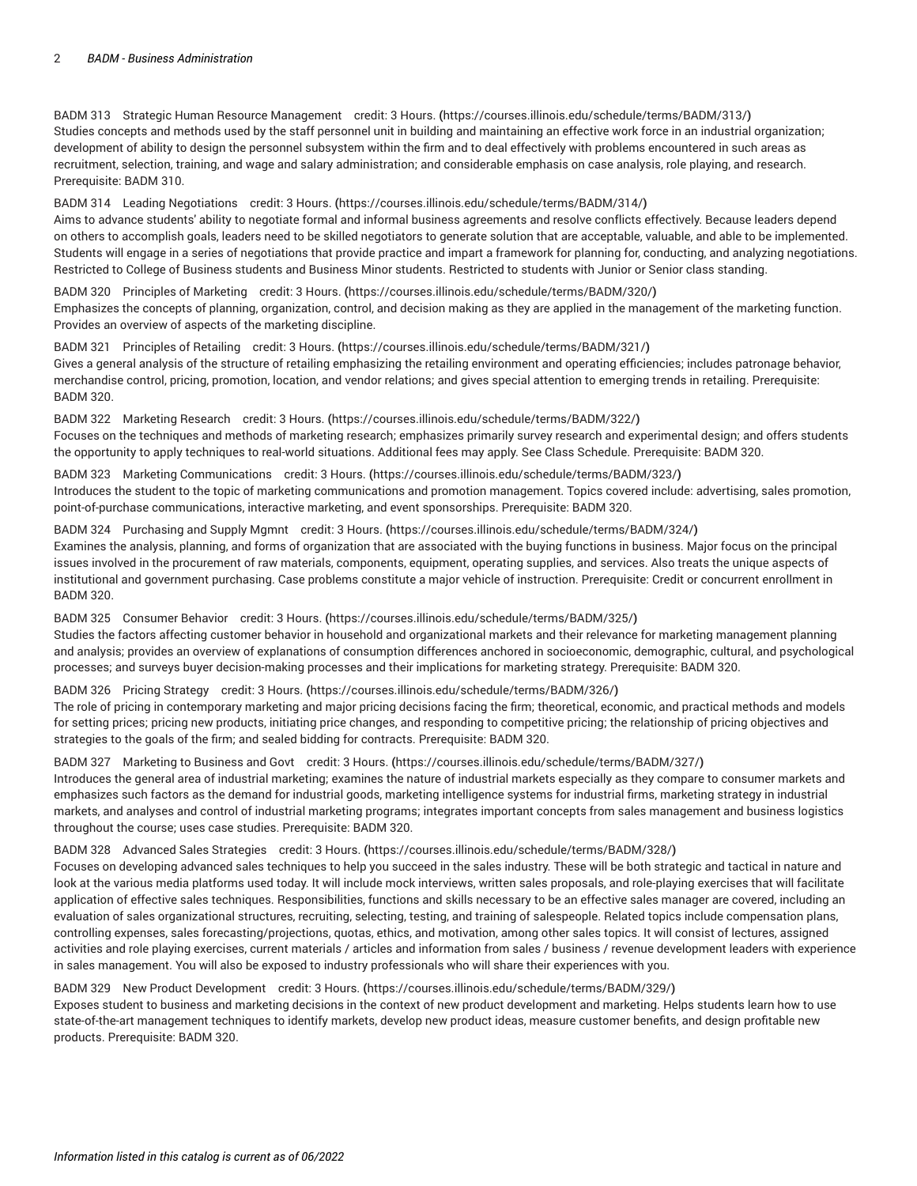BADM 313 Strategic Human Resource Management credit: 3 Hours. (https://courses.illinois.edu/schedule/terms/BADM/313/)
Studies concepts and methods used by the staff personnel unit in building and maintaining an effective work force in an industrial organization; development of ability to design the personnel subsystem within the firm and to deal effectively with problems encountered in such areas as recruitment, selection, training, and wage and salary administration; and considerable emphasis on case analysis, role playing, and research. Prerequisite: BADM 310.

BADM 314 Leading Negotiations credit: 3 Hours. (https://courses.illinois.edu/schedule/terms/BADM/314/)
Aims to advance students' ability to negotiate formal and informal business agreements and resolve conflicts effectively. Because leaders depend on others to accomplish goals, leaders need to be skilled negotiators to generate solution that are acceptable, valuable, and able to be implemented. Students will engage in a series of negotiations that provide practice and impart a framework for planning for, conducting, and analyzing negotiations. Restricted to College of Business students and Business Minor students. Restricted to students with Junior or Senior class standing.

BADM 320 Principles of Marketing credit: 3 Hours. (https://courses.illinois.edu/schedule/terms/BADM/320/)
Emphasizes the concepts of planning, organization, control, and decision making as they are applied in the management of the marketing function. Provides an overview of aspects of the marketing discipline.

BADM 321 Principles of Retailing credit: 3 Hours. (https://courses.illinois.edu/schedule/terms/BADM/321/)
Gives a general analysis of the structure of retailing emphasizing the retailing environment and operating efficiencies; includes patronage behavior, merchandise control, pricing, promotion, location, and vendor relations; and gives special attention to emerging trends in retailing. Prerequisite: BADM 320.

BADM 322 Marketing Research credit: 3 Hours. (https://courses.illinois.edu/schedule/terms/BADM/322/)
Focuses on the techniques and methods of marketing research; emphasizes primarily survey research and experimental design; and offers students the opportunity to apply techniques to real-world situations. Additional fees may apply. See Class Schedule. Prerequisite: BADM 320.

BADM 323 Marketing Communications credit: 3 Hours. (https://courses.illinois.edu/schedule/terms/BADM/323/)
Introduces the student to the topic of marketing communications and promotion management. Topics covered include: advertising, sales promotion, point-of-purchase communications, interactive marketing, and event sponsorships. Prerequisite: BADM 320.

BADM 324 Purchasing and Supply Mgmnt credit: 3 Hours. (https://courses.illinois.edu/schedule/terms/BADM/324/)
Examines the analysis, planning, and forms of organization that are associated with the buying functions in business. Major focus on the principal issues involved in the procurement of raw materials, components, equipment, operating supplies, and services. Also treats the unique aspects of institutional and government purchasing. Case problems constitute a major vehicle of instruction. Prerequisite: Credit or concurrent enrollment in BADM 320.

BADM 325 Consumer Behavior credit: 3 Hours. (https://courses.illinois.edu/schedule/terms/BADM/325/)
Studies the factors affecting customer behavior in household and organizational markets and their relevance for marketing management planning and analysis; provides an overview of explanations of consumption differences anchored in socioeconomic, demographic, cultural, and psychological processes; and surveys buyer decision-making processes and their implications for marketing strategy. Prerequisite: BADM 320.

BADM 326 Pricing Strategy credit: 3 Hours. (https://courses.illinois.edu/schedule/terms/BADM/326/)
The role of pricing in contemporary marketing and major pricing decisions facing the firm; theoretical, economic, and practical methods and models for setting prices; pricing new products, initiating price changes, and responding to competitive pricing; the relationship of pricing objectives and strategies to the goals of the firm; and sealed bidding for contracts. Prerequisite: BADM 320.

BADM 327 Marketing to Business and Govt credit: 3 Hours. (https://courses.illinois.edu/schedule/terms/BADM/327/)
Introduces the general area of industrial marketing; examines the nature of industrial markets especially as they compare to consumer markets and emphasizes such factors as the demand for industrial goods, marketing intelligence systems for industrial firms, marketing strategy in industrial markets, and analyses and control of industrial marketing programs; integrates important concepts from sales management and business logistics throughout the course; uses case studies. Prerequisite: BADM 320.

BADM 328 Advanced Sales Strategies credit: 3 Hours. (https://courses.illinois.edu/schedule/terms/BADM/328/)
Focuses on developing advanced sales techniques to help you succeed in the sales industry. These will be both strategic and tactical in nature and look at the various media platforms used today. It will include mock interviews, written sales proposals, and role-playing exercises that will facilitate application of effective sales techniques. Responsibilities, functions and skills necessary to be an effective sales manager are covered, including an evaluation of sales organizational structures, recruiting, selecting, testing, and training of salespeople. Related topics include compensation plans, controlling expenses, sales forecasting/projections, quotas, ethics, and motivation, among other sales topics. It will consist of lectures, assigned activities and role playing exercises, current materials / articles and information from sales / business / revenue development leaders with experience in sales management. You will also be exposed to industry professionals who will share their experiences with you.

BADM 329 New Product Development credit: 3 Hours. (https://courses.illinois.edu/schedule/terms/BADM/329/)
Exposes student to business and marketing decisions in the context of new product development and marketing. Helps students learn how to use state-of-the-art management techniques to identify markets, develop new product ideas, measure customer benefits, and design profitable new products. Prerequisite: BADM 320.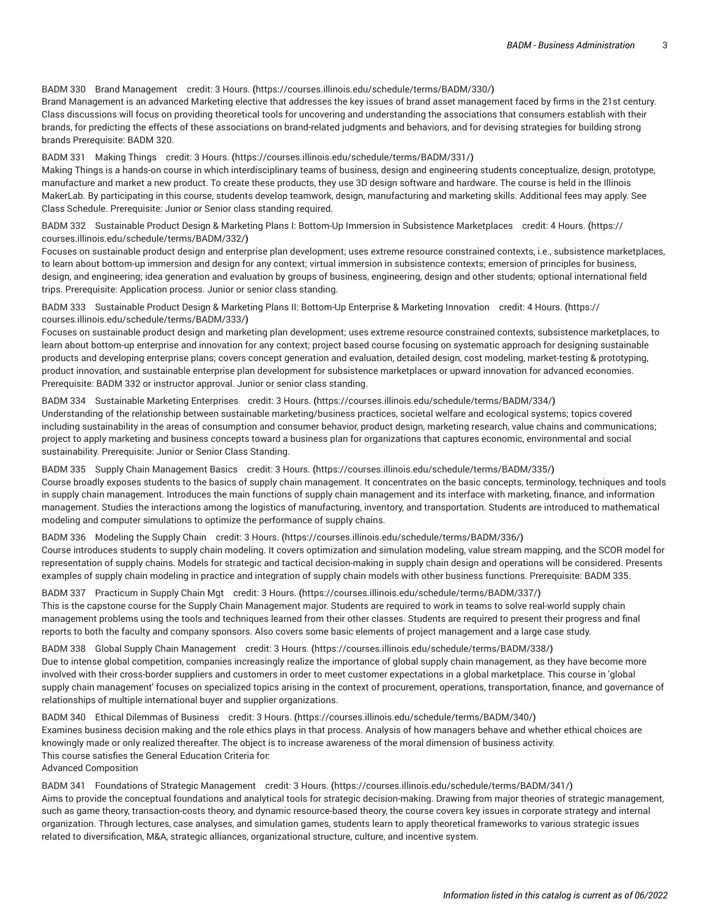BADM 330 Brand Management credit: 3 Hours. (https://courses.illinois.edu/schedule/terms/BADM/330/)

Brand Management is an advanced Marketing elective that addresses the key issues of brand asset management faced by firms in the 21st century. Class discussions will focus on providing theoretical tools for uncovering and understanding the associations that consumers establish with their brands, for predicting the effects of these associations on brand-related judgments and behaviors, and for devising strategies for building strong brands Prerequisite: BADM 320.

BADM 331 Making Things credit: 3 Hours. (https://courses.illinois.edu/schedule/terms/BADM/331/)

Making Things is a hands-on course in which interdisciplinary teams of business, design and engineering students conceptualize, design, prototype, manufacture and market a new product. To create these products, they use 3D design software and hardware. The course is held in the Illinois MakerLab. By participating in this course, students develop teamwork, design, manufacturing and marketing skills. Additional fees may apply. See Class Schedule. Prerequisite: Junior or Senior class standing required.

BADM 332 Sustainable Product Design & Marketing Plans I: Bottom-Up Immersion in Subsistence Marketplaces credit: 4 Hours. (https://courses.illinois.edu/schedule/terms/BADM/332/)

Focuses on sustainable product design and enterprise plan development; uses extreme resource constrained contexts, i.e., subsistence marketplaces, to learn about bottom-up immersion and design for any context; virtual immersion in subsistence contexts; emersion of principles for business, design, and engineering; idea generation and evaluation by groups of business, engineering, design and other students; optional international field trips. Prerequisite: Application process. Junior or senior class standing.

BADM 333 Sustainable Product Design & Marketing Plans II: Bottom-Up Enterprise & Marketing Innovation credit: 4 Hours. (https://courses.illinois.edu/schedule/terms/BADM/333/)

Focuses on sustainable product design and marketing plan development; uses extreme resource constrained contexts, subsistence marketplaces, to learn about bottom-up enterprise and innovation for any context; project based course focusing on systematic approach for designing sustainable products and developing enterprise plans; covers concept generation and evaluation, detailed design, cost modeling, market-testing & prototyping, product innovation, and sustainable enterprise plan development for subsistence marketplaces or upward innovation for advanced economies. Prerequisite: BADM 332 or instructor approval. Junior or senior class standing.

BADM 334 Sustainable Marketing Enterprises credit: 3 Hours. (https://courses.illinois.edu/schedule/terms/BADM/334/)

Understanding of the relationship between sustainable marketing/business practices, societal welfare and ecological systems; topics covered including sustainability in the areas of consumption and consumer behavior, product design, marketing research, value chains and communications; project to apply marketing and business concepts toward a business plan for organizations that captures economic, environmental and social sustainability. Prerequisite: Junior or Senior Class Standing.

BADM 335 Supply Chain Management Basics credit: 3 Hours. (https://courses.illinois.edu/schedule/terms/BADM/335/)

Course broadly exposes students to the basics of supply chain management. It concentrates on the basic concepts, terminology, techniques and tools in supply chain management. Introduces the main functions of supply chain management and its interface with marketing, finance, and information management. Studies the interactions among the logistics of manufacturing, inventory, and transportation. Students are introduced to mathematical modeling and computer simulations to optimize the performance of supply chains.

BADM 336 Modeling the Supply Chain credit: 3 Hours. (https://courses.illinois.edu/schedule/terms/BADM/336/)

Course introduces students to supply chain modeling. It covers optimization and simulation modeling, value stream mapping, and the SCOR model for representation of supply chains. Models for strategic and tactical decision-making in supply chain design and operations will be considered. Presents examples of supply chain modeling in practice and integration of supply chain models with other business functions. Prerequisite: BADM 335.

BADM 337 Practicum in Supply Chain Mgt credit: 3 Hours. (https://courses.illinois.edu/schedule/terms/BADM/337/)

This is the capstone course for the Supply Chain Management major. Students are required to work in teams to solve real-world supply chain management problems using the tools and techniques learned from their other classes. Students are required to present their progress and final reports to both the faculty and company sponsors. Also covers some basic elements of project management and a large case study.

BADM 338 Global Supply Chain Management credit: 3 Hours. (https://courses.illinois.edu/schedule/terms/BADM/338/)

Due to intense global competition, companies increasingly realize the importance of global supply chain management, as they have become more involved with their cross-border suppliers and customers in order to meet customer expectations in a global marketplace. This course in 'global supply chain management' focuses on specialized topics arising in the context of procurement, operations, transportation, finance, and governance of relationships of multiple international buyer and supplier organizations.

BADM 340 Ethical Dilemmas of Business credit: 3 Hours. (https://courses.illinois.edu/schedule/terms/BADM/340/)

Examines business decision making and the role ethics plays in that process. Analysis of how managers behave and whether ethical choices are knowingly made or only realized thereafter. The object is to increase awareness of the moral dimension of business activity.

This course satisfies the General Education Criteria for:
Advanced Composition

BADM 341 Foundations of Strategic Management credit: 3 Hours. (https://courses.illinois.edu/schedule/terms/BADM/341/)

Aims to provide the conceptual foundations and analytical tools for strategic decision-making. Drawing from major theories of strategic management, such as game theory, transaction-costs theory, and dynamic resource-based theory, the course covers key issues in corporate strategy and internal organization. Through lectures, case analyses, and simulation games, students learn to apply theoretical frameworks to various strategic issues related to diversification, M&A, strategic alliances, organizational structure, culture, and incentive system.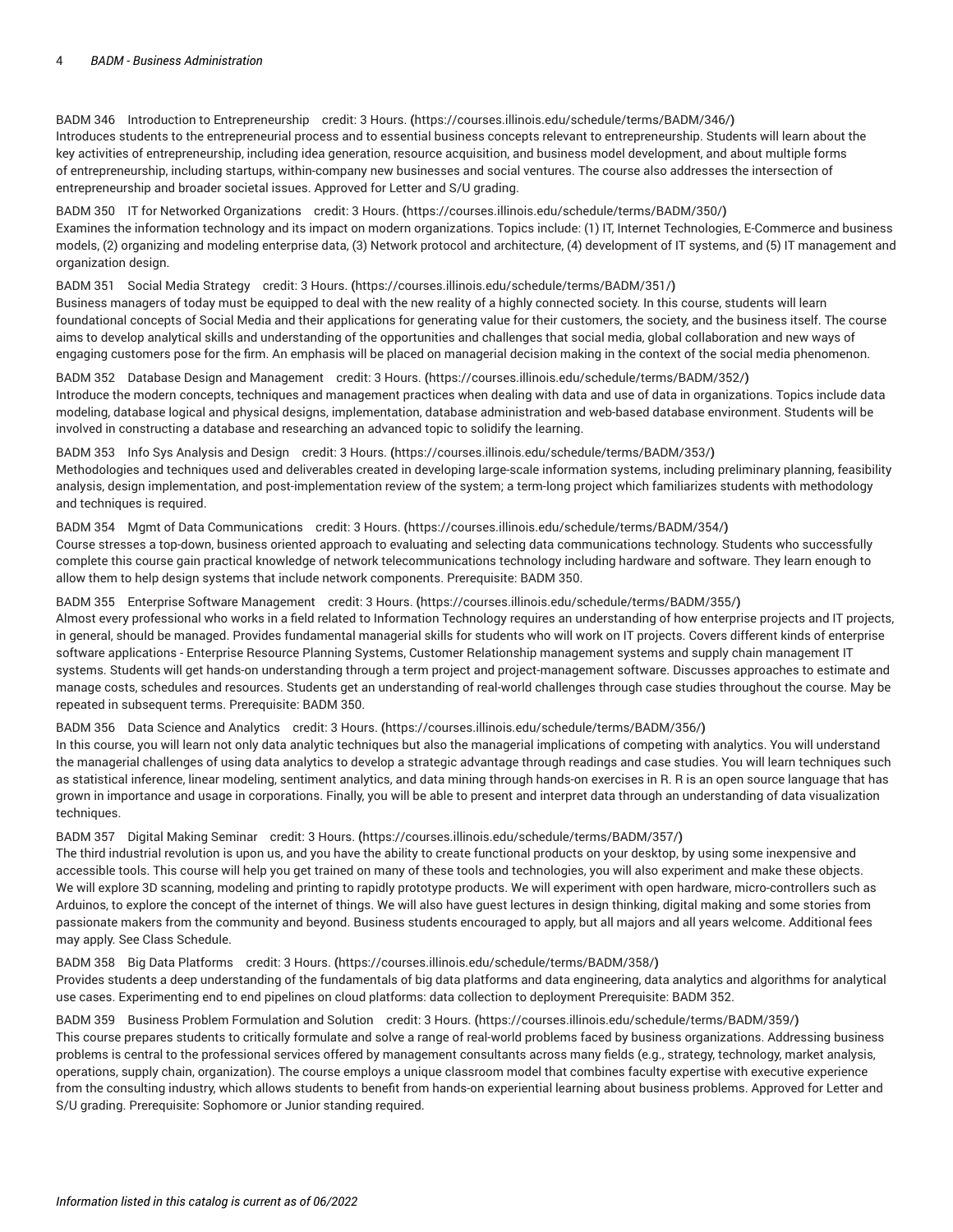BADM 346 Introduction to Entrepreneurship credit: 3 Hours. (https://courses.illinois.edu/schedule/terms/BADM/346/)
Introduces students to the entrepreneurial process and to essential business concepts relevant to entrepreneurship. Students will learn about the key activities of entrepreneurship, including idea generation, resource acquisition, and business model development, and about multiple forms of entrepreneurship, including startups, within-company new businesses and social ventures. The course also addresses the intersection of entrepreneurship and broader societal issues. Approved for Letter and S/U grading.

BADM 350 IT for Networked Organizations credit: 3 Hours. (https://courses.illinois.edu/schedule/terms/BADM/350/)
Examines the information technology and its impact on modern organizations. Topics include: (1) IT, Internet Technologies, E-Commerce and business models, (2) organizing and modeling enterprise data, (3) Network protocol and architecture, (4) development of IT systems, and (5) IT management and organization design.

BADM 351 Social Media Strategy credit: 3 Hours. (https://courses.illinois.edu/schedule/terms/BADM/351/)
Business managers of today must be equipped to deal with the new reality of a highly connected society. In this course, students will learn foundational concepts of Social Media and their applications for generating value for their customers, the society, and the business itself. The course aims to develop analytical skills and understanding of the opportunities and challenges that social media, global collaboration and new ways of engaging customers pose for the firm. An emphasis will be placed on managerial decision making in the context of the social media phenomenon.

BADM 352 Database Design and Management credit: 3 Hours. (https://courses.illinois.edu/schedule/terms/BADM/352/)
Introduce the modern concepts, techniques and management practices when dealing with data and use of data in organizations. Topics include data modeling, database logical and physical designs, implementation, database administration and web-based database environment. Students will be involved in constructing a database and researching an advanced topic to solidify the learning.

BADM 353 Info Sys Analysis and Design credit: 3 Hours. (https://courses.illinois.edu/schedule/terms/BADM/353/)
Methodologies and techniques used and deliverables created in developing large-scale information systems, including preliminary planning, feasibility analysis, design implementation, and post-implementation review of the system; a term-long project which familiarizes students with methodology and techniques is required.

BADM 354 Mgmt of Data Communications credit: 3 Hours. (https://courses.illinois.edu/schedule/terms/BADM/354/)
Course stresses a top-down, business oriented approach to evaluating and selecting data communications technology. Students who successfully complete this course gain practical knowledge of network telecommunications technology including hardware and software. They learn enough to allow them to help design systems that include network components. Prerequisite: BADM 350.

BADM 355 Enterprise Software Management credit: 3 Hours. (https://courses.illinois.edu/schedule/terms/BADM/355/)
Almost every professional who works in a field related to Information Technology requires an understanding of how enterprise projects and IT projects, in general, should be managed. Provides fundamental managerial skills for students who will work on IT projects. Covers different kinds of enterprise software applications - Enterprise Resource Planning Systems, Customer Relationship management systems and supply chain management IT systems. Students will get hands-on understanding through a term project and project-management software. Discusses approaches to estimate and manage costs, schedules and resources. Students get an understanding of real-world challenges through case studies throughout the course. May be repeated in subsequent terms. Prerequisite: BADM 350.

BADM 356 Data Science and Analytics credit: 3 Hours. (https://courses.illinois.edu/schedule/terms/BADM/356/)
In this course, you will learn not only data analytic techniques but also the managerial implications of competing with analytics. You will understand the managerial challenges of using data analytics to develop a strategic advantage through readings and case studies. You will learn techniques such as statistical inference, linear modeling, sentiment analytics, and data mining through hands-on exercises in R. R is an open source language that has grown in importance and usage in corporations. Finally, you will be able to present and interpret data through an understanding of data visualization techniques.

BADM 357 Digital Making Seminar credit: 3 Hours. (https://courses.illinois.edu/schedule/terms/BADM/357/)
The third industrial revolution is upon us, and you have the ability to create functional products on your desktop, by using some inexpensive and accessible tools. This course will help you get trained on many of these tools and technologies, you will also experiment and make these objects. We will explore 3D scanning, modeling and printing to rapidly prototype products. We will experiment with open hardware, micro-controllers such as Arduinos, to explore the concept of the internet of things. We will also have guest lectures in design thinking, digital making and some stories from passionate makers from the community and beyond. Business students encouraged to apply, but all majors and all years welcome. Additional fees may apply. See Class Schedule.

BADM 358 Big Data Platforms credit: 3 Hours. (https://courses.illinois.edu/schedule/terms/BADM/358/)
Provides students a deep understanding of the fundamentals of big data platforms and data engineering, data analytics and algorithms for analytical use cases. Experimenting end to end pipelines on cloud platforms: data collection to deployment Prerequisite: BADM 352.

BADM 359 Business Problem Formulation and Solution credit: 3 Hours. (https://courses.illinois.edu/schedule/terms/BADM/359/)
This course prepares students to critically formulate and solve a range of real-world problems faced by business organizations. Addressing business problems is central to the professional services offered by management consultants across many fields (e.g., strategy, technology, market analysis, operations, supply chain, organization). The course employs a unique classroom model that combines faculty expertise with executive experience from the consulting industry, which allows students to benefit from hands-on experiential learning about business problems. Approved for Letter and S/U grading. Prerequisite: Sophomore or Junior standing required.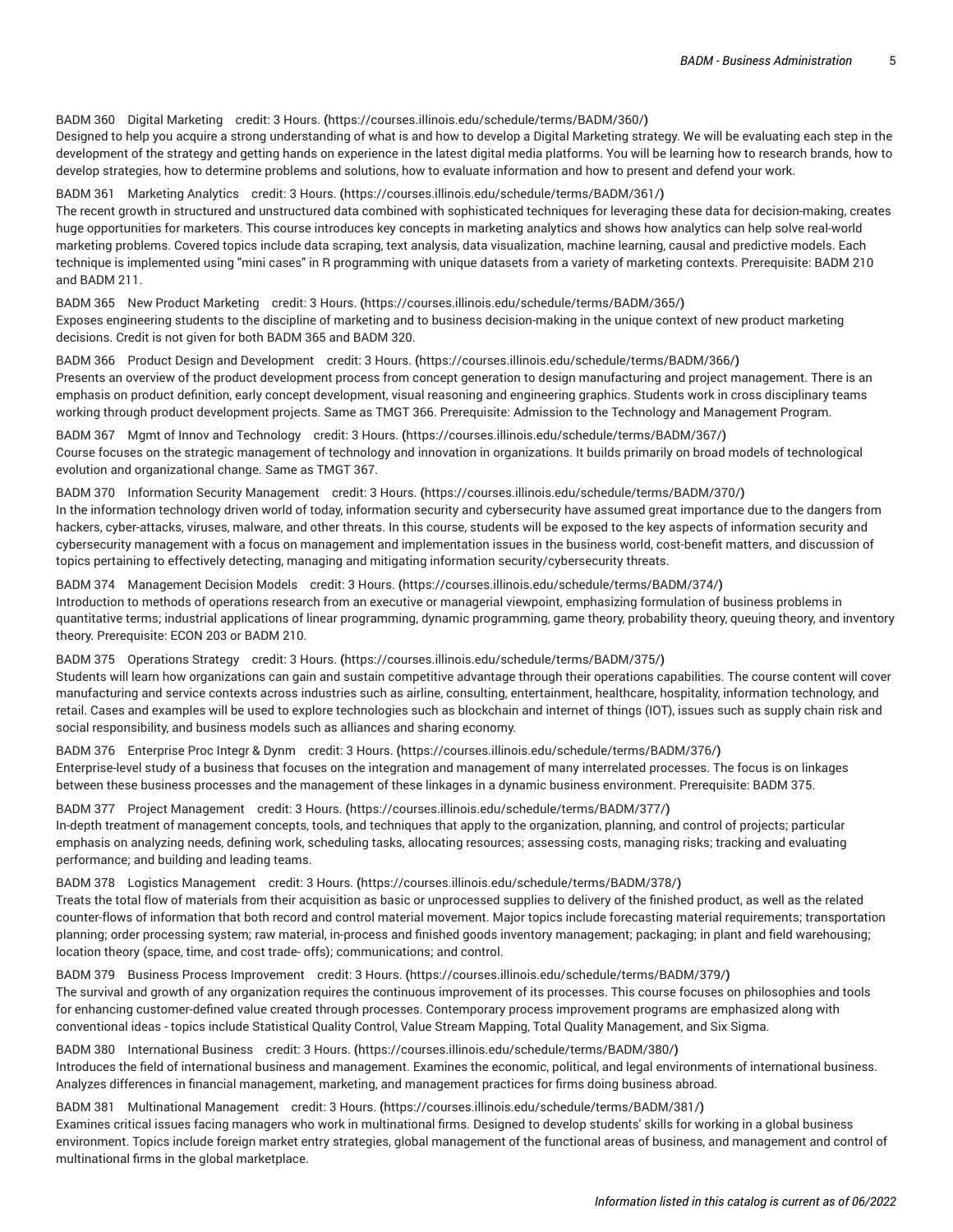BADM 360 Digital Marketing credit: 3 Hours. (https://courses.illinois.edu/schedule/terms/BADM/360/)
Designed to help you acquire a strong understanding of what is and how to develop a Digital Marketing strategy. We will be evaluating each step in the development of the strategy and getting hands on experience in the latest digital media platforms. You will be learning how to research brands, how to develop strategies, how to determine problems and solutions, how to evaluate information and how to present and defend your work.

BADM 361 Marketing Analytics credit: 3 Hours. (https://courses.illinois.edu/schedule/terms/BADM/361/)
The recent growth in structured and unstructured data combined with sophisticated techniques for leveraging these data for decision-making, creates huge opportunities for marketers. This course introduces key concepts in marketing analytics and shows how analytics can help solve real-world marketing problems. Covered topics include data scraping, text analysis, data visualization, machine learning, causal and predictive models. Each technique is implemented using "mini cases" in R programming with unique datasets from a variety of marketing contexts. Prerequisite: BADM 210 and BADM 211.

BADM 365 New Product Marketing credit: 3 Hours. (https://courses.illinois.edu/schedule/terms/BADM/365/)
Exposes engineering students to the discipline of marketing and to business decision-making in the unique context of new product marketing decisions. Credit is not given for both BADM 365 and BADM 320.

BADM 366 Product Design and Development credit: 3 Hours. (https://courses.illinois.edu/schedule/terms/BADM/366/)
Presents an overview of the product development process from concept generation to design manufacturing and project management. There is an emphasis on product definition, early concept development, visual reasoning and engineering graphics. Students work in cross disciplinary teams working through product development projects. Same as TMGT 366. Prerequisite: Admission to the Technology and Management Program.

BADM 367 Mgmt of Innov and Technology credit: 3 Hours. (https://courses.illinois.edu/schedule/terms/BADM/367/)
Course focuses on the strategic management of technology and innovation in organizations. It builds primarily on broad models of technological evolution and organizational change. Same as TMGT 367.

BADM 370 Information Security Management credit: 3 Hours. (https://courses.illinois.edu/schedule/terms/BADM/370/)
In the information technology driven world of today, information security and cybersecurity have assumed great importance due to the dangers from hackers, cyber-attacks, viruses, malware, and other threats. In this course, students will be exposed to the key aspects of information security and cybersecurity management with a focus on management and implementation issues in the business world, cost-benefit matters, and discussion of topics pertaining to effectively detecting, managing and mitigating information security/cybersecurity threats.

BADM 374 Management Decision Models credit: 3 Hours. (https://courses.illinois.edu/schedule/terms/BADM/374/)
Introduction to methods of operations research from an executive or managerial viewpoint, emphasizing formulation of business problems in quantitative terms; industrial applications of linear programming, dynamic programming, game theory, probability theory, queuing theory, and inventory theory. Prerequisite: ECON 203 or BADM 210.

BADM 375 Operations Strategy credit: 3 Hours. (https://courses.illinois.edu/schedule/terms/BADM/375/)
Students will learn how organizations can gain and sustain competitive advantage through their operations capabilities. The course content will cover manufacturing and service contexts across industries such as airline, consulting, entertainment, healthcare, hospitality, information technology, and retail. Cases and examples will be used to explore technologies such as blockchain and internet of things (IOT), issues such as supply chain risk and social responsibility, and business models such as alliances and sharing economy.

BADM 376 Enterprise Proc Integr & Dynm credit: 3 Hours. (https://courses.illinois.edu/schedule/terms/BADM/376/)
Enterprise-level study of a business that focuses on the integration and management of many interrelated processes. The focus is on linkages between these business processes and the management of these linkages in a dynamic business environment. Prerequisite: BADM 375.

BADM 377 Project Management credit: 3 Hours. (https://courses.illinois.edu/schedule/terms/BADM/377/)
In-depth treatment of management concepts, tools, and techniques that apply to the organization, planning, and control of projects; particular emphasis on analyzing needs, defining work, scheduling tasks, allocating resources; assessing costs, managing risks; tracking and evaluating performance; and building and leading teams.

BADM 378 Logistics Management credit: 3 Hours. (https://courses.illinois.edu/schedule/terms/BADM/378/)
Treats the total flow of materials from their acquisition as basic or unprocessed supplies to delivery of the finished product, as well as the related counter-flows of information that both record and control material movement. Major topics include forecasting material requirements; transportation planning; order processing system; raw material, in-process and finished goods inventory management; packaging; in plant and field warehousing; location theory (space, time, and cost trade- offs); communications; and control.

BADM 379 Business Process Improvement credit: 3 Hours. (https://courses.illinois.edu/schedule/terms/BADM/379/)
The survival and growth of any organization requires the continuous improvement of its processes. This course focuses on philosophies and tools for enhancing customer-defined value created through processes. Contemporary process improvement programs are emphasized along with conventional ideas - topics include Statistical Quality Control, Value Stream Mapping, Total Quality Management, and Six Sigma.

BADM 380 International Business credit: 3 Hours. (https://courses.illinois.edu/schedule/terms/BADM/380/)
Introduces the field of international business and management. Examines the economic, political, and legal environments of international business. Analyzes differences in financial management, marketing, and management practices for firms doing business abroad.

BADM 381 Multinational Management credit: 3 Hours. (https://courses.illinois.edu/schedule/terms/BADM/381/)
Examines critical issues facing managers who work in multinational firms. Designed to develop students' skills for working in a global business environment. Topics include foreign market entry strategies, global management of the functional areas of business, and management and control of multinational firms in the global marketplace.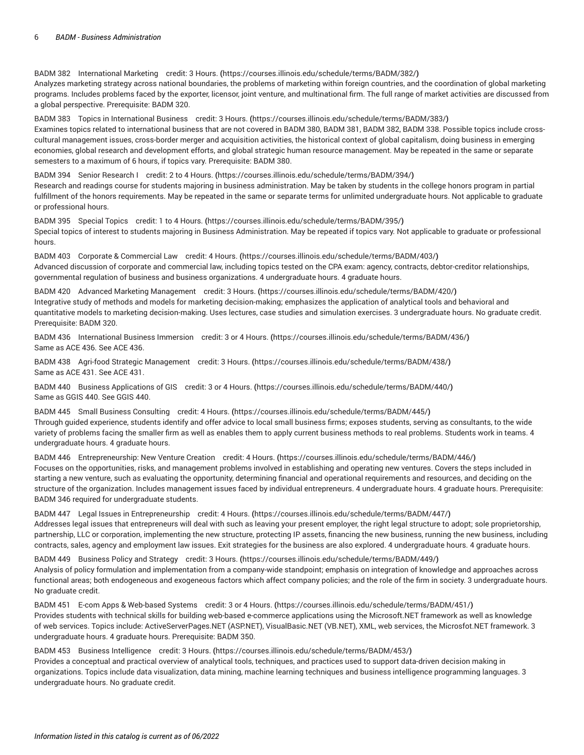BADM 382 International Marketing credit: 3 Hours. (https://courses.illinois.edu/schedule/terms/BADM/382/)
Analyzes marketing strategy across national boundaries, the problems of marketing within foreign countries, and the coordination of global marketing programs. Includes problems faced by the exporter, licensor, joint venture, and multinational firm. The full range of market activities are discussed from a global perspective. Prerequisite: BADM 320.

BADM 383 Topics in International Business credit: 3 Hours. (https://courses.illinois.edu/schedule/terms/BADM/383/)
Examines topics related to international business that are not covered in BADM 380, BADM 381, BADM 382, BADM 338. Possible topics include cross-cultural management issues, cross-border merger and acquisition activities, the historical context of global capitalism, doing business in emerging economies, global research and development efforts, and global strategic human resource management. May be repeated in the same or separate semesters to a maximum of 6 hours, if topics vary. Prerequisite: BADM 380.

BADM 394 Senior Research I credit: 2 to 4 Hours. (https://courses.illinois.edu/schedule/terms/BADM/394/)
Research and readings course for students majoring in business administration. May be taken by students in the college honors program in partial fulfillment of the honors requirements. May be repeated in the same or separate terms for unlimited undergraduate hours. Not applicable to graduate or professional hours.

BADM 395 Special Topics credit: 1 to 4 Hours. (https://courses.illinois.edu/schedule/terms/BADM/395/)
Special topics of interest to students majoring in Business Administration. May be repeated if topics vary. Not applicable to graduate or professional hours.

BADM 403 Corporate & Commercial Law credit: 4 Hours. (https://courses.illinois.edu/schedule/terms/BADM/403/)
Advanced discussion of corporate and commercial law, including topics tested on the CPA exam: agency, contracts, debtor-creditor relationships, governmental regulation of business and business organizations. 4 undergraduate hours. 4 graduate hours.

BADM 420 Advanced Marketing Management credit: 3 Hours. (https://courses.illinois.edu/schedule/terms/BADM/420/)
Integrative study of methods and models for marketing decision-making; emphasizes the application of analytical tools and behavioral and quantitative models to marketing decision-making. Uses lectures, case studies and simulation exercises. 3 undergraduate hours. No graduate credit. Prerequisite: BADM 320.

BADM 436 International Business Immersion credit: 3 or 4 Hours. (https://courses.illinois.edu/schedule/terms/BADM/436/)
Same as ACE 436. See ACE 436.

BADM 438 Agri-food Strategic Management credit: 3 Hours. (https://courses.illinois.edu/schedule/terms/BADM/438/)
Same as ACE 431. See ACE 431.

BADM 440 Business Applications of GIS credit: 3 or 4 Hours. (https://courses.illinois.edu/schedule/terms/BADM/440/)
Same as GGIS 440. See GGIS 440.

BADM 445 Small Business Consulting credit: 4 Hours. (https://courses.illinois.edu/schedule/terms/BADM/445/)
Through guided experience, students identify and offer advice to local small business firms; exposes students, serving as consultants, to the wide variety of problems facing the smaller firm as well as enables them to apply current business methods to real problems. Students work in teams. 4 undergraduate hours. 4 graduate hours.

BADM 446 Entrepreneurship: New Venture Creation credit: 4 Hours. (https://courses.illinois.edu/schedule/terms/BADM/446/)
Focuses on the opportunities, risks, and management problems involved in establishing and operating new ventures. Covers the steps included in starting a new venture, such as evaluating the opportunity, determining financial and operational requirements and resources, and deciding on the structure of the organization. Includes management issues faced by individual entrepreneurs. 4 undergraduate hours. 4 graduate hours. Prerequisite: BADM 346 required for undergraduate students.

BADM 447 Legal Issues in Entrepreneurship credit: 4 Hours. (https://courses.illinois.edu/schedule/terms/BADM/447/)
Addresses legal issues that entrepreneurs will deal with such as leaving your present employer, the right legal structure to adopt; sole proprietorship, partnership, LLC or corporation, implementing the new structure, protecting IP assets, financing the new business, running the new business, including contracts, sales, agency and employment law issues. Exit strategies for the business are also explored. 4 undergraduate hours. 4 graduate hours.

BADM 449 Business Policy and Strategy credit: 3 Hours. (https://courses.illinois.edu/schedule/terms/BADM/449/)
Analysis of policy formulation and implementation from a company-wide standpoint; emphasis on integration of knowledge and approaches across functional areas; both endogeneous and exogeneous factors which affect company policies; and the role of the firm in society. 3 undergraduate hours. No graduate credit.

BADM 451 E-com Apps & Web-based Systems credit: 3 or 4 Hours. (https://courses.illinois.edu/schedule/terms/BADM/451/)
Provides students with technical skills for building web-based e-commerce applications using the Microsoft.NET framework as well as knowledge of web services. Topics include: ActiveServerPages.NET (ASP.NET), VisualBasic.NET (VB.NET), XML, web services, the Microsfot.NET framework. 3 undergraduate hours. 4 graduate hours. Prerequisite: BADM 350.

BADM 453 Business Intelligence credit: 3 Hours. (https://courses.illinois.edu/schedule/terms/BADM/453/)
Provides a conceptual and practical overview of analytical tools, techniques, and practices used to support data-driven decision making in organizations. Topics include data visualization, data mining, machine learning techniques and business intelligence programming languages. 3 undergraduate hours. No graduate credit.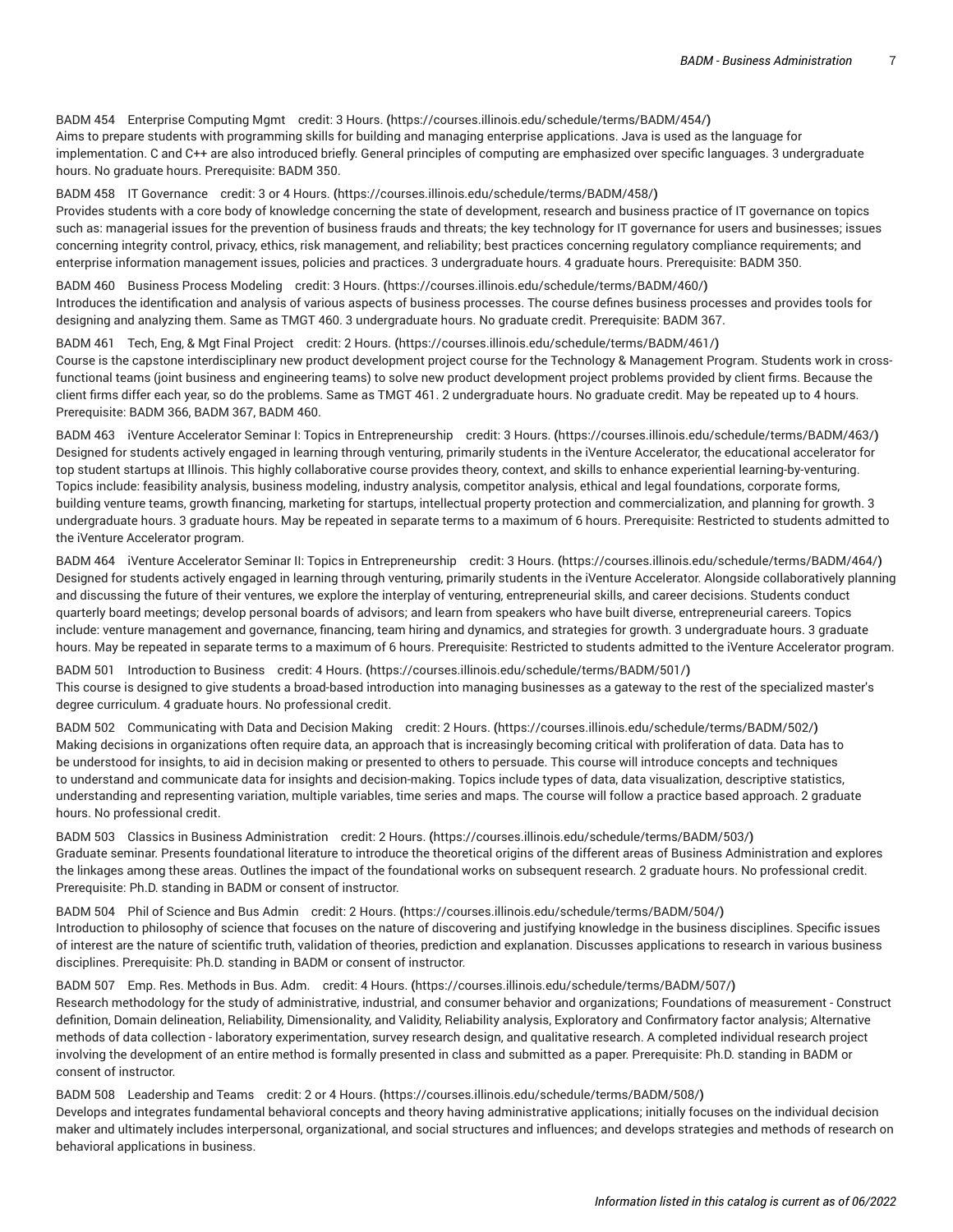BADM 454 Enterprise Computing Mgmt credit: 3 Hours. (https://courses.illinois.edu/schedule/terms/BADM/454/)
Aims to prepare students with programming skills for building and managing enterprise applications. Java is used as the language for implementation. C and C++ are also introduced briefly. General principles of computing are emphasized over specific languages. 3 undergraduate hours. No graduate hours. Prerequisite: BADM 350.

BADM 458 IT Governance credit: 3 or 4 Hours. (https://courses.illinois.edu/schedule/terms/BADM/458/)
Provides students with a core body of knowledge concerning the state of development, research and business practice of IT governance on topics such as: managerial issues for the prevention of business frauds and threats; the key technology for IT governance for users and businesses; issues concerning integrity control, privacy, ethics, risk management, and reliability; best practices concerning regulatory compliance requirements; and enterprise information management issues, policies and practices. 3 undergraduate hours. 4 graduate hours. Prerequisite: BADM 350.

BADM 460 Business Process Modeling credit: 3 Hours. (https://courses.illinois.edu/schedule/terms/BADM/460/)
Introduces the identification and analysis of various aspects of business processes. The course defines business processes and provides tools for designing and analyzing them. Same as TMGT 460. 3 undergraduate hours. No graduate credit. Prerequisite: BADM 367.

BADM 461 Tech, Eng, & Mgt Final Project credit: 2 Hours. (https://courses.illinois.edu/schedule/terms/BADM/461/)
Course is the capstone interdisciplinary new product development project course for the Technology & Management Program. Students work in cross-functional teams (joint business and engineering teams) to solve new product development project problems provided by client firms. Because the client firms differ each year, so do the problems. Same as TMGT 461. 2 undergraduate hours. No graduate credit. May be repeated up to 4 hours. Prerequisite: BADM 366, BADM 367, BADM 460.

BADM 463 iVenture Accelerator Seminar I: Topics in Entrepreneurship credit: 3 Hours. (https://courses.illinois.edu/schedule/terms/BADM/463/)
Designed for students actively engaged in learning through venturing, primarily students in the iVenture Accelerator, the educational accelerator for top student startups at Illinois. This highly collaborative course provides theory, context, and skills to enhance experiential learning-by-venturing. Topics include: feasibility analysis, business modeling, industry analysis, competitor analysis, ethical and legal foundations, corporate forms, building venture teams, growth financing, marketing for startups, intellectual property protection and commercialization, and planning for growth. 3 undergraduate hours. 3 graduate hours. May be repeated in separate terms to a maximum of 6 hours. Prerequisite: Restricted to students admitted to the iVenture Accelerator program.

BADM 464 iVenture Accelerator Seminar II: Topics in Entrepreneurship credit: 3 Hours. (https://courses.illinois.edu/schedule/terms/BADM/464/)
Designed for students actively engaged in learning through venturing, primarily students in the iVenture Accelerator. Alongside collaboratively planning and discussing the future of their ventures, we explore the interplay of venturing, entrepreneurial skills, and career decisions. Students conduct quarterly board meetings; develop personal boards of advisors; and learn from speakers who have built diverse, entrepreneurial careers. Topics include: venture management and governance, financing, team hiring and dynamics, and strategies for growth. 3 undergraduate hours. 3 graduate hours. May be repeated in separate terms to a maximum of 6 hours. Prerequisite: Restricted to students admitted to the iVenture Accelerator program.

BADM 501 Introduction to Business credit: 4 Hours. (https://courses.illinois.edu/schedule/terms/BADM/501/)
This course is designed to give students a broad-based introduction into managing businesses as a gateway to the rest of the specialized master's degree curriculum. 4 graduate hours. No professional credit.

BADM 502 Communicating with Data and Decision Making credit: 2 Hours. (https://courses.illinois.edu/schedule/terms/BADM/502/)
Making decisions in organizations often require data, an approach that is increasingly becoming critical with proliferation of data. Data has to be understood for insights, to aid in decision making or presented to others to persuade. This course will introduce concepts and techniques to understand and communicate data for insights and decision-making. Topics include types of data, data visualization, descriptive statistics, understanding and representing variation, multiple variables, time series and maps. The course will follow a practice based approach. 2 graduate hours. No professional credit.

BADM 503 Classics in Business Administration credit: 2 Hours. (https://courses.illinois.edu/schedule/terms/BADM/503/)
Graduate seminar. Presents foundational literature to introduce the theoretical origins of the different areas of Business Administration and explores the linkages among these areas. Outlines the impact of the foundational works on subsequent research. 2 graduate hours. No professional credit. Prerequisite: Ph.D. standing in BADM or consent of instructor.

BADM 504 Phil of Science and Bus Admin credit: 2 Hours. (https://courses.illinois.edu/schedule/terms/BADM/504/)
Introduction to philosophy of science that focuses on the nature of discovering and justifying knowledge in the business disciplines. Specific issues of interest are the nature of scientific truth, validation of theories, prediction and explanation. Discusses applications to research in various business disciplines. Prerequisite: Ph.D. standing in BADM or consent of instructor.

BADM 507 Emp. Res. Methods in Bus. Adm. credit: 4 Hours. (https://courses.illinois.edu/schedule/terms/BADM/507/)
Research methodology for the study of administrative, industrial, and consumer behavior and organizations; Foundations of measurement - Construct definition, Domain delineation, Reliability, Dimensionality, and Validity, Reliability analysis, Exploratory and Confirmatory factor analysis; Alternative methods of data collection - laboratory experimentation, survey research design, and qualitative research. A completed individual research project involving the development of an entire method is formally presented in class and submitted as a paper. Prerequisite: Ph.D. standing in BADM or consent of instructor.

BADM 508 Leadership and Teams credit: 2 or 4 Hours. (https://courses.illinois.edu/schedule/terms/BADM/508/)
Develops and integrates fundamental behavioral concepts and theory having administrative applications; initially focuses on the individual decision maker and ultimately includes interpersonal, organizational, and social structures and influences; and develops strategies and methods of research on behavioral applications in business.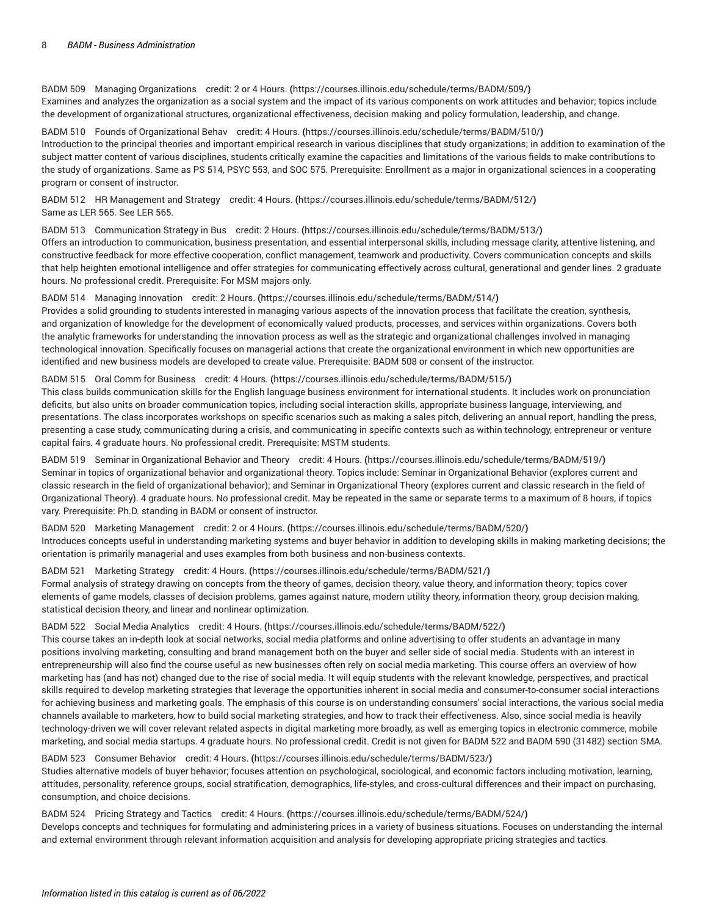BADM 509 Managing Organizations credit: 2 or 4 Hours. (https://courses.illinois.edu/schedule/terms/BADM/509/)
Examines and analyzes the organization as a social system and the impact of its various components on work attitudes and behavior; topics include the development of organizational structures, organizational effectiveness, decision making and policy formulation, leadership, and change.

BADM 510 Founds of Organizational Behav credit: 4 Hours. (https://courses.illinois.edu/schedule/terms/BADM/510/)
Introduction to the principal theories and important empirical research in various disciplines that study organizations; in addition to examination of the subject matter content of various disciplines, students critically examine the capacities and limitations of the various fields to make contributions to the study of organizations. Same as PS 514, PSYC 553, and SOC 575. Prerequisite: Enrollment as a major in organizational sciences in a cooperating program or consent of instructor.

BADM 512 HR Management and Strategy credit: 4 Hours. (https://courses.illinois.edu/schedule/terms/BADM/512/)
Same as LER 565. See LER 565.

BADM 513 Communication Strategy in Bus credit: 2 Hours. (https://courses.illinois.edu/schedule/terms/BADM/513/)
Offers an introduction to communication, business presentation, and essential interpersonal skills, including message clarity, attentive listening, and constructive feedback for more effective cooperation, conflict management, teamwork and productivity. Covers communication concepts and skills that help heighten emotional intelligence and offer strategies for communicating effectively across cultural, generational and gender lines. 2 graduate hours. No professional credit. Prerequisite: For MSM majors only.

BADM 514 Managing Innovation credit: 2 Hours. (https://courses.illinois.edu/schedule/terms/BADM/514/)
Provides a solid grounding to students interested in managing various aspects of the innovation process that facilitate the creation, synthesis, and organization of knowledge for the development of economically valued products, processes, and services within organizations. Covers both the analytic frameworks for understanding the innovation process as well as the strategic and organizational challenges involved in managing technological innovation. Specifically focuses on managerial actions that create the organizational environment in which new opportunities are identified and new business models are developed to create value. Prerequisite: BADM 508 or consent of the instructor.

BADM 515 Oral Comm for Business credit: 4 Hours. (https://courses.illinois.edu/schedule/terms/BADM/515/)
This class builds communication skills for the English language business environment for international students. It includes work on pronunciation deficits, but also units on broader communication topics, including social interaction skills, appropriate business language, interviewing, and presentations. The class incorporates workshops on specific scenarios such as making a sales pitch, delivering an annual report, handling the press, presenting a case study, communicating during a crisis, and communicating in specific contexts such as within technology, entrepreneur or venture capital fairs. 4 graduate hours. No professional credit. Prerequisite: MSTM students.

BADM 519 Seminar in Organizational Behavior and Theory credit: 4 Hours. (https://courses.illinois.edu/schedule/terms/BADM/519/)
Seminar in topics of organizational behavior and organizational theory. Topics include: Seminar in Organizational Behavior (explores current and classic research in the field of organizational behavior); and Seminar in Organizational Theory (explores current and classic research in the field of Organizational Theory). 4 graduate hours. No professional credit. May be repeated in the same or separate terms to a maximum of 8 hours, if topics vary. Prerequisite: Ph.D. standing in BADM or consent of instructor.

BADM 520 Marketing Management credit: 2 or 4 Hours. (https://courses.illinois.edu/schedule/terms/BADM/520/)
Introduces concepts useful in understanding marketing systems and buyer behavior in addition to developing skills in making marketing decisions; the orientation is primarily managerial and uses examples from both business and non-business contexts.

BADM 521 Marketing Strategy credit: 4 Hours. (https://courses.illinois.edu/schedule/terms/BADM/521/)
Formal analysis of strategy drawing on concepts from the theory of games, decision theory, value theory, and information theory; topics cover elements of game models, classes of decision problems, games against nature, modern utility theory, information theory, group decision making, statistical decision theory, and linear and nonlinear optimization.

BADM 522 Social Media Analytics credit: 4 Hours. (https://courses.illinois.edu/schedule/terms/BADM/522/)
This course takes an in-depth look at social networks, social media platforms and online advertising to offer students an advantage in many positions involving marketing, consulting and brand management both on the buyer and seller side of social media. Students with an interest in entrepreneurship will also find the course useful as new businesses often rely on social media marketing. This course offers an overview of how marketing has (and has not) changed due to the rise of social media. It will equip students with the relevant knowledge, perspectives, and practical skills required to develop marketing strategies that leverage the opportunities inherent in social media and consumer-to-consumer social interactions for achieving business and marketing goals. The emphasis of this course is on understanding consumers' social interactions, the various social media channels available to marketers, how to build social marketing strategies, and how to track their effectiveness. Also, since social media is heavily technology-driven we will cover relevant related aspects in digital marketing more broadly, as well as emerging topics in electronic commerce, mobile marketing, and social media startups. 4 graduate hours. No professional credit. Credit is not given for BADM 522 and BADM 590 (31482) section SMA.

BADM 523 Consumer Behavior credit: 4 Hours. (https://courses.illinois.edu/schedule/terms/BADM/523/)
Studies alternative models of buyer behavior; focuses attention on psychological, sociological, and economic factors including motivation, learning, attitudes, personality, reference groups, social stratification, demographics, life-styles, and cross-cultural differences and their impact on purchasing, consumption, and choice decisions.

BADM 524 Pricing Strategy and Tactics credit: 4 Hours. (https://courses.illinois.edu/schedule/terms/BADM/524/)
Develops concepts and techniques for formulating and administering prices in a variety of business situations. Focuses on understanding the internal and external environment through relevant information acquisition and analysis for developing appropriate pricing strategies and tactics.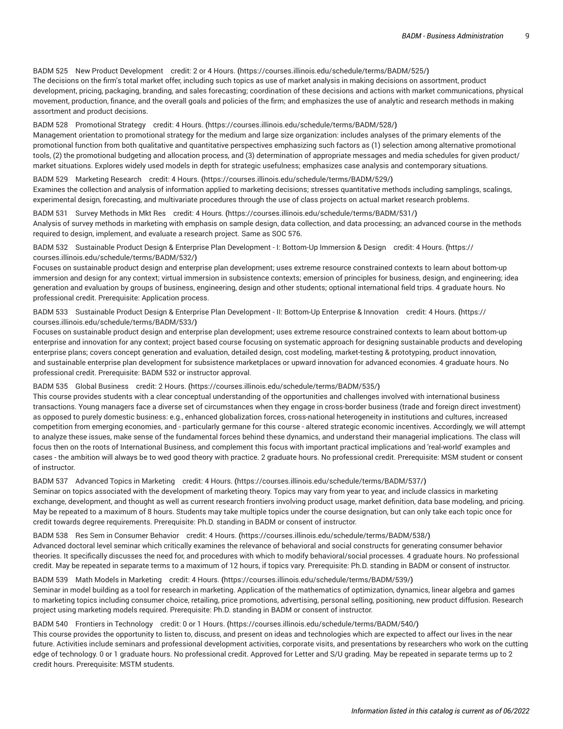BADM 525 New Product Development credit: 2 or 4 Hours. (https://courses.illinois.edu/schedule/terms/BADM/525/)
The decisions on the firm's total market offer, including such topics as use of market analysis in making decisions on assortment, product development, pricing, packaging, branding, and sales forecasting; coordination of these decisions and actions with market communications, physical movement, production, finance, and the overall goals and policies of the firm; and emphasizes the use of analytic and research methods in making assortment and product decisions.

BADM 528 Promotional Strategy credit: 4 Hours. (https://courses.illinois.edu/schedule/terms/BADM/528/)
Management orientation to promotional strategy for the medium and large size organization: includes analyses of the primary elements of the promotional function from both qualitative and quantitative perspectives emphasizing such factors as (1) selection among alternative promotional tools, (2) the promotional budgeting and allocation process, and (3) determination of appropriate messages and media schedules for given product/market situations. Explores widely used models in depth for strategic usefulness; emphasizes case analysis and contemporary situations.

BADM 529 Marketing Research credit: 4 Hours. (https://courses.illinois.edu/schedule/terms/BADM/529/)
Examines the collection and analysis of information applied to marketing decisions; stresses quantitative methods including samplings, scalings, experimental design, forecasting, and multivariate procedures through the use of class projects on actual market research problems.

BADM 531 Survey Methods in Mkt Res credit: 4 Hours. (https://courses.illinois.edu/schedule/terms/BADM/531/)
Analysis of survey methods in marketing with emphasis on sample design, data collection, and data processing; an advanced course in the methods required to design, implement, and evaluate a research project. Same as SOC 576.

BADM 532 Sustainable Product Design & Enterprise Plan Development - I: Bottom-Up Immersion & Design credit: 4 Hours. (https://courses.illinois.edu/schedule/terms/BADM/532/)
Focuses on sustainable product design and enterprise plan development; uses extreme resource constrained contexts to learn about bottom-up immersion and design for any context; virtual immersion in subsistence contexts; emersion of principles for business, design, and engineering; idea generation and evaluation by groups of business, engineering, design and other students; optional international field trips. 4 graduate hours. No professional credit. Prerequisite: Application process.

BADM 533 Sustainable Product Design & Enterprise Plan Development - II: Bottom-Up Enterprise & Innovation credit: 4 Hours. (https://courses.illinois.edu/schedule/terms/BADM/533/)
Focuses on sustainable product design and enterprise plan development; uses extreme resource constrained contexts to learn about bottom-up enterprise and innovation for any context; project based course focusing on systematic approach for designing sustainable products and developing enterprise plans; covers concept generation and evaluation, detailed design, cost modeling, market-testing & prototyping, product innovation, and sustainable enterprise plan development for subsistence marketplaces or upward innovation for advanced economies. 4 graduate hours. No professional credit. Prerequisite: BADM 532 or instructor approval.

BADM 535 Global Business credit: 2 Hours. (https://courses.illinois.edu/schedule/terms/BADM/535/)
This course provides students with a clear conceptual understanding of the opportunities and challenges involved with international business transactions. Young managers face a diverse set of circumstances when they engage in cross-border business (trade and foreign direct investment) as opposed to purely domestic business: e.g., enhanced globalization forces, cross-national heterogeneity in institutions and cultures, increased competition from emerging economies, and - particularly germane for this course - altered strategic economic incentives. Accordingly, we will attempt to analyze these issues, make sense of the fundamental forces behind these dynamics, and understand their managerial implications. The class will focus then on the roots of International Business, and complement this focus with important practical implications and 'real-world' examples and cases - the ambition will always be to wed good theory with practice. 2 graduate hours. No professional credit. Prerequisite: MSM student or consent of instructor.

BADM 537 Advanced Topics in Marketing credit: 4 Hours. (https://courses.illinois.edu/schedule/terms/BADM/537/)
Seminar on topics associated with the development of marketing theory. Topics may vary from year to year, and include classics in marketing exchange, development, and thought as well as current research frontiers involving product usage, market definition, data base modeling, and pricing. May be repeated to a maximum of 8 hours. Students may take multiple topics under the course designation, but can only take each topic once for credit towards degree requirements. Prerequisite: Ph.D. standing in BADM or consent of instructor.

BADM 538 Res Sem in Consumer Behavior credit: 4 Hours. (https://courses.illinois.edu/schedule/terms/BADM/538/)
Advanced doctoral level seminar which critically examines the relevance of behavioral and social constructs for generating consumer behavior theories. It specifically discusses the need for, and procedures with which to modify behavioral/social processes. 4 graduate hours. No professional credit. May be repeated in separate terms to a maximum of 12 hours, if topics vary. Prerequisite: Ph.D. standing in BADM or consent of instructor.

BADM 539 Math Models in Marketing credit: 4 Hours. (https://courses.illinois.edu/schedule/terms/BADM/539/)
Seminar in model building as a tool for research in marketing. Application of the mathematics of optimization, dynamics, linear algebra and games to marketing topics including consumer choice, retailing, price promotions, advertising, personal selling, positioning, new product diffusion. Research project using marketing models required. Prerequisite: Ph.D. standing in BADM or consent of instructor.

BADM 540 Frontiers in Technology credit: 0 or 1 Hours. (https://courses.illinois.edu/schedule/terms/BADM/540/)
This course provides the opportunity to listen to, discuss, and present on ideas and technologies which are expected to affect our lives in the near future. Activities include seminars and professional development activities, corporate visits, and presentations by researchers who work on the cutting edge of technology. 0 or 1 graduate hours. No professional credit. Approved for Letter and S/U grading. May be repeated in separate terms up to 2 credit hours. Prerequisite: MSTM students.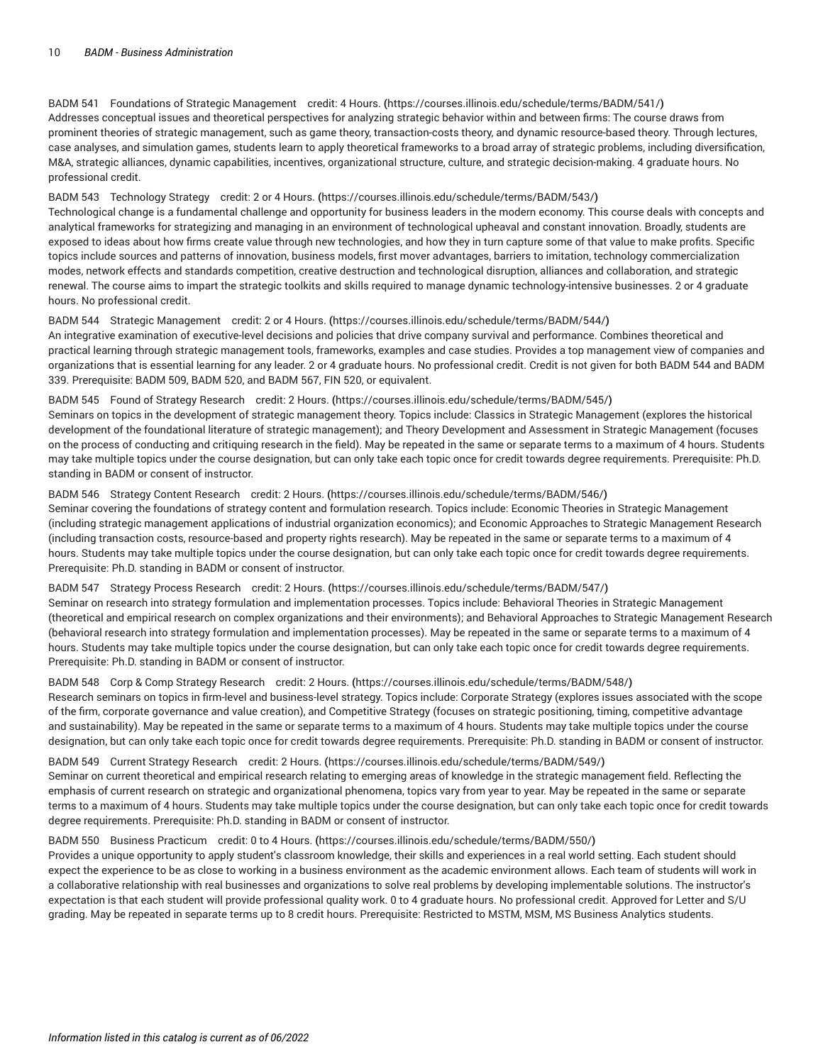BADM 541 Foundations of Strategic Management credit: 4 Hours. (https://courses.illinois.edu/schedule/terms/BADM/541/)
Addresses conceptual issues and theoretical perspectives for analyzing strategic behavior within and between firms: The course draws from prominent theories of strategic management, such as game theory, transaction-costs theory, and dynamic resource-based theory. Through lectures, case analyses, and simulation games, students learn to apply theoretical frameworks to a broad array of strategic problems, including diversification, M&A, strategic alliances, dynamic capabilities, incentives, organizational structure, culture, and strategic decision-making. 4 graduate hours. No professional credit.

BADM 543 Technology Strategy credit: 2 or 4 Hours. (https://courses.illinois.edu/schedule/terms/BADM/543/)
Technological change is a fundamental challenge and opportunity for business leaders in the modern economy. This course deals with concepts and analytical frameworks for strategizing and managing in an environment of technological upheaval and constant innovation. Broadly, students are exposed to ideas about how firms create value through new technologies, and how they in turn capture some of that value to make profits. Specific topics include sources and patterns of innovation, business models, first mover advantages, barriers to imitation, technology commercialization modes, network effects and standards competition, creative destruction and technological disruption, alliances and collaboration, and strategic renewal. The course aims to impart the strategic toolkits and skills required to manage dynamic technology-intensive businesses. 2 or 4 graduate hours. No professional credit.

BADM 544 Strategic Management credit: 2 or 4 Hours. (https://courses.illinois.edu/schedule/terms/BADM/544/)
An integrative examination of executive-level decisions and policies that drive company survival and performance. Combines theoretical and practical learning through strategic management tools, frameworks, examples and case studies. Provides a top management view of companies and organizations that is essential learning for any leader. 2 or 4 graduate hours. No professional credit. Credit is not given for both BADM 544 and BADM 339. Prerequisite: BADM 509, BADM 520, and BADM 567, FIN 520, or equivalent.

BADM 545 Found of Strategy Research credit: 2 Hours. (https://courses.illinois.edu/schedule/terms/BADM/545/)
Seminars on topics in the development of strategic management theory. Topics include: Classics in Strategic Management (explores the historical development of the foundational literature of strategic management); and Theory Development and Assessment in Strategic Management (focuses on the process of conducting and critiquing research in the field). May be repeated in the same or separate terms to a maximum of 4 hours. Students may take multiple topics under the course designation, but can only take each topic once for credit towards degree requirements. Prerequisite: Ph.D. standing in BADM or consent of instructor.

BADM 546 Strategy Content Research credit: 2 Hours. (https://courses.illinois.edu/schedule/terms/BADM/546/)
Seminar covering the foundations of strategy content and formulation research. Topics include: Economic Theories in Strategic Management (including strategic management applications of industrial organization economics); and Economic Approaches to Strategic Management Research (including transaction costs, resource-based and property rights research). May be repeated in the same or separate terms to a maximum of 4 hours. Students may take multiple topics under the course designation, but can only take each topic once for credit towards degree requirements. Prerequisite: Ph.D. standing in BADM or consent of instructor.

BADM 547 Strategy Process Research credit: 2 Hours. (https://courses.illinois.edu/schedule/terms/BADM/547/)
Seminar on research into strategy formulation and implementation processes. Topics include: Behavioral Theories in Strategic Management (theoretical and empirical research on complex organizations and their environments); and Behavioral Approaches to Strategic Management Research (behavioral research into strategy formulation and implementation processes). May be repeated in the same or separate terms to a maximum of 4 hours. Students may take multiple topics under the course designation, but can only take each topic once for credit towards degree requirements. Prerequisite: Ph.D. standing in BADM or consent of instructor.

BADM 548 Corp & Comp Strategy Research credit: 2 Hours. (https://courses.illinois.edu/schedule/terms/BADM/548/)
Research seminars on topics in firm-level and business-level strategy. Topics include: Corporate Strategy (explores issues associated with the scope of the firm, corporate governance and value creation), and Competitive Strategy (focuses on strategic positioning, timing, competitive advantage and sustainability). May be repeated in the same or separate terms to a maximum of 4 hours. Students may take multiple topics under the course designation, but can only take each topic once for credit towards degree requirements. Prerequisite: Ph.D. standing in BADM or consent of instructor.

BADM 549 Current Strategy Research credit: 2 Hours. (https://courses.illinois.edu/schedule/terms/BADM/549/)
Seminar on current theoretical and empirical research relating to emerging areas of knowledge in the strategic management field. Reflecting the emphasis of current research on strategic and organizational phenomena, topics vary from year to year. May be repeated in the same or separate terms to a maximum of 4 hours. Students may take multiple topics under the course designation, but can only take each topic once for credit towards degree requirements. Prerequisite: Ph.D. standing in BADM or consent of instructor.

BADM 550 Business Practicum credit: 0 to 4 Hours. (https://courses.illinois.edu/schedule/terms/BADM/550/)
Provides a unique opportunity to apply student's classroom knowledge, their skills and experiences in a real world setting. Each student should expect the experience to be as close to working in a business environment as the academic environment allows. Each team of students will work in a collaborative relationship with real businesses and organizations to solve real problems by developing implementable solutions. The instructor's expectation is that each student will provide professional quality work. 0 to 4 graduate hours. No professional credit. Approved for Letter and S/U grading. May be repeated in separate terms up to 8 credit hours. Prerequisite: Restricted to MSTM, MSM, MS Business Analytics students.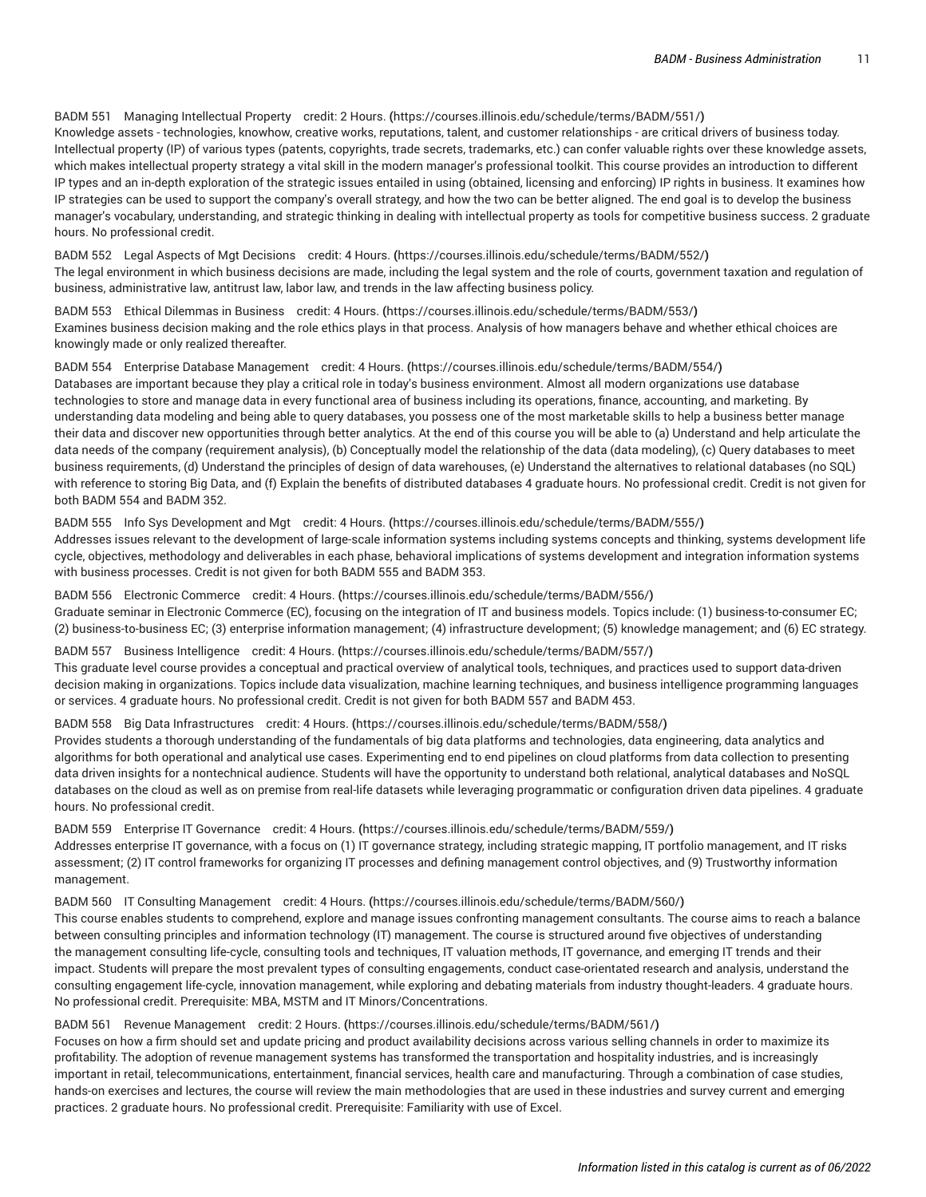BADM 551 Managing Intellectual Property credit: 2 Hours. (https://courses.illinois.edu/schedule/terms/BADM/551/)

Knowledge assets - technologies, knowhow, creative works, reputations, talent, and customer relationships - are critical drivers of business today. Intellectual property (IP) of various types (patents, copyrights, trade secrets, trademarks, etc.) can confer valuable rights over these knowledge assets, which makes intellectual property strategy a vital skill in the modern manager's professional toolkit. This course provides an introduction to different IP types and an in-depth exploration of the strategic issues entailed in using (obtained, licensing and enforcing) IP rights in business. It examines how IP strategies can be used to support the company's overall strategy, and how the two can be better aligned. The end goal is to develop the business manager's vocabulary, understanding, and strategic thinking in dealing with intellectual property as tools for competitive business success. 2 graduate hours. No professional credit.

BADM 552 Legal Aspects of Mgt Decisions credit: 4 Hours. (https://courses.illinois.edu/schedule/terms/BADM/552/)

The legal environment in which business decisions are made, including the legal system and the role of courts, government taxation and regulation of business, administrative law, antitrust law, labor law, and trends in the law affecting business policy.

BADM 553 Ethical Dilemmas in Business credit: 4 Hours. (https://courses.illinois.edu/schedule/terms/BADM/553/)

Examines business decision making and the role ethics plays in that process. Analysis of how managers behave and whether ethical choices are knowingly made or only realized thereafter.

BADM 554 Enterprise Database Management credit: 4 Hours. (https://courses.illinois.edu/schedule/terms/BADM/554/)

Databases are important because they play a critical role in today's business environment. Almost all modern organizations use database technologies to store and manage data in every functional area of business including its operations, finance, accounting, and marketing. By understanding data modeling and being able to query databases, you possess one of the most marketable skills to help a business better manage their data and discover new opportunities through better analytics. At the end of this course you will be able to (a) Understand and help articulate the data needs of the company (requirement analysis), (b) Conceptually model the relationship of the data (data modeling), (c) Query databases to meet business requirements, (d) Understand the principles of design of data warehouses, (e) Understand the alternatives to relational databases (no SQL) with reference to storing Big Data, and (f) Explain the benefits of distributed databases 4 graduate hours. No professional credit. Credit is not given for both BADM 554 and BADM 352.

BADM 555 Info Sys Development and Mgt credit: 4 Hours. (https://courses.illinois.edu/schedule/terms/BADM/555/)

Addresses issues relevant to the development of large-scale information systems including systems concepts and thinking, systems development life cycle, objectives, methodology and deliverables in each phase, behavioral implications of systems development and integration information systems with business processes. Credit is not given for both BADM 555 and BADM 353.

BADM 556 Electronic Commerce credit: 4 Hours. (https://courses.illinois.edu/schedule/terms/BADM/556/)

Graduate seminar in Electronic Commerce (EC), focusing on the integration of IT and business models. Topics include: (1) business-to-consumer EC; (2) business-to-business EC; (3) enterprise information management; (4) infrastructure development; (5) knowledge management; and (6) EC strategy.

BADM 557 Business Intelligence credit: 4 Hours. (https://courses.illinois.edu/schedule/terms/BADM/557/)

This graduate level course provides a conceptual and practical overview of analytical tools, techniques, and practices used to support data-driven decision making in organizations. Topics include data visualization, machine learning techniques, and business intelligence programming languages or services. 4 graduate hours. No professional credit. Credit is not given for both BADM 557 and BADM 453.

BADM 558 Big Data Infrastructures credit: 4 Hours. (https://courses.illinois.edu/schedule/terms/BADM/558/)

Provides students a thorough understanding of the fundamentals of big data platforms and technologies, data engineering, data analytics and algorithms for both operational and analytical use cases. Experimenting end to end pipelines on cloud platforms from data collection to presenting data driven insights for a nontechnical audience. Students will have the opportunity to understand both relational, analytical databases and NoSQL databases on the cloud as well as on premise from real-life datasets while leveraging programmatic or configuration driven data pipelines. 4 graduate hours. No professional credit.

BADM 559 Enterprise IT Governance credit: 4 Hours. (https://courses.illinois.edu/schedule/terms/BADM/559/)

Addresses enterprise IT governance, with a focus on (1) IT governance strategy, including strategic mapping, IT portfolio management, and IT risks assessment; (2) IT control frameworks for organizing IT processes and defining management control objectives, and (9) Trustworthy information management.

BADM 560 IT Consulting Management credit: 4 Hours. (https://courses.illinois.edu/schedule/terms/BADM/560/)

This course enables students to comprehend, explore and manage issues confronting management consultants. The course aims to reach a balance between consulting principles and information technology (IT) management. The course is structured around five objectives of understanding the management consulting life-cycle, consulting tools and techniques, IT valuation methods, IT governance, and emerging IT trends and their impact. Students will prepare the most prevalent types of consulting engagements, conduct case-orientated research and analysis, understand the consulting engagement life-cycle, innovation management, while exploring and debating materials from industry thought-leaders. 4 graduate hours. No professional credit. Prerequisite: MBA, MSTM and IT Minors/Concentrations.

BADM 561 Revenue Management credit: 2 Hours. (https://courses.illinois.edu/schedule/terms/BADM/561/)

Focuses on how a firm should set and update pricing and product availability decisions across various selling channels in order to maximize its profitability. The adoption of revenue management systems has transformed the transportation and hospitality industries, and is increasingly important in retail, telecommunications, entertainment, financial services, health care and manufacturing. Through a combination of case studies, hands-on exercises and lectures, the course will review the main methodologies that are used in these industries and survey current and emerging practices. 2 graduate hours. No professional credit. Prerequisite: Familiarity with use of Excel.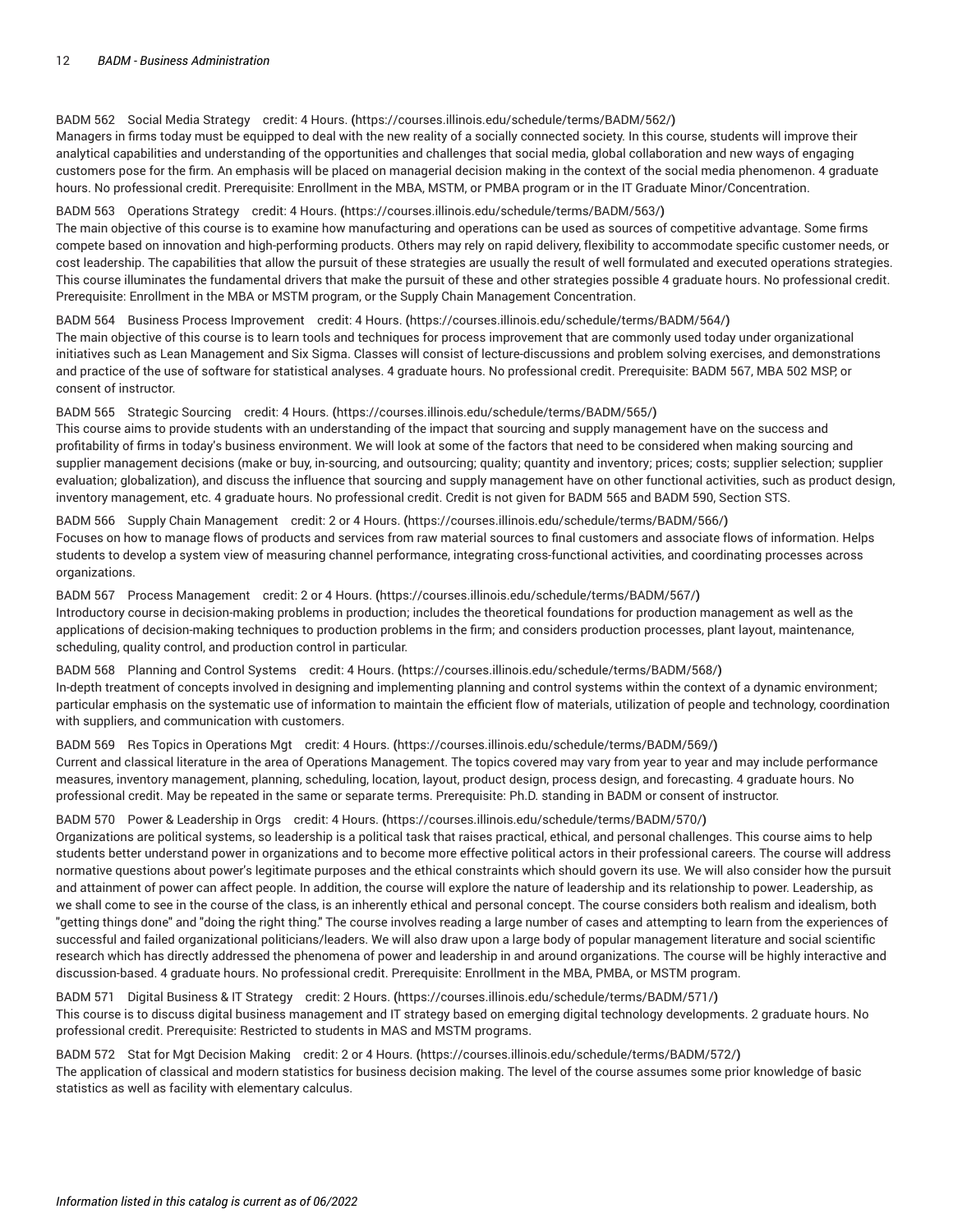BADM 562 Social Media Strategy credit: 4 Hours. (https://courses.illinois.edu/schedule/terms/BADM/562/)
Managers in firms today must be equipped to deal with the new reality of a socially connected society. In this course, students will improve their analytical capabilities and understanding of the opportunities and challenges that social media, global collaboration and new ways of engaging customers pose for the firm. An emphasis will be placed on managerial decision making in the context of the social media phenomenon. 4 graduate hours. No professional credit. Prerequisite: Enrollment in the MBA, MSTM, or PMBA program or in the IT Graduate Minor/Concentration.

BADM 563 Operations Strategy credit: 4 Hours. (https://courses.illinois.edu/schedule/terms/BADM/563/)
The main objective of this course is to examine how manufacturing and operations can be used as sources of competitive advantage. Some firms compete based on innovation and high-performing products. Others may rely on rapid delivery, flexibility to accommodate specific customer needs, or cost leadership. The capabilities that allow the pursuit of these strategies are usually the result of well formulated and executed operations strategies. This course illuminates the fundamental drivers that make the pursuit of these and other strategies possible 4 graduate hours. No professional credit. Prerequisite: Enrollment in the MBA or MSTM program, or the Supply Chain Management Concentration.

BADM 564 Business Process Improvement credit: 4 Hours. (https://courses.illinois.edu/schedule/terms/BADM/564/)
The main objective of this course is to learn tools and techniques for process improvement that are commonly used today under organizational initiatives such as Lean Management and Six Sigma. Classes will consist of lecture-discussions and problem solving exercises, and demonstrations and practice of the use of software for statistical analyses. 4 graduate hours. No professional credit. Prerequisite: BADM 567, MBA 502 MSP, or consent of instructor.

BADM 565 Strategic Sourcing credit: 4 Hours. (https://courses.illinois.edu/schedule/terms/BADM/565/)
This course aims to provide students with an understanding of the impact that sourcing and supply management have on the success and profitability of firms in today's business environment. We will look at some of the factors that need to be considered when making sourcing and supplier management decisions (make or buy, in-sourcing, and outsourcing; quality; quantity and inventory; prices; costs; supplier selection; supplier evaluation; globalization), and discuss the influence that sourcing and supply management have on other functional activities, such as product design, inventory management, etc. 4 graduate hours. No professional credit. Credit is not given for BADM 565 and BADM 590, Section STS.

BADM 566 Supply Chain Management credit: 2 or 4 Hours. (https://courses.illinois.edu/schedule/terms/BADM/566/)
Focuses on how to manage flows of products and services from raw material sources to final customers and associate flows of information. Helps students to develop a system view of measuring channel performance, integrating cross-functional activities, and coordinating processes across organizations.

BADM 567 Process Management credit: 2 or 4 Hours. (https://courses.illinois.edu/schedule/terms/BADM/567/)
Introductory course in decision-making problems in production; includes the theoretical foundations for production management as well as the applications of decision-making techniques to production problems in the firm; and considers production processes, plant layout, maintenance, scheduling, quality control, and production control in particular.

BADM 568 Planning and Control Systems credit: 4 Hours. (https://courses.illinois.edu/schedule/terms/BADM/568/)
In-depth treatment of concepts involved in designing and implementing planning and control systems within the context of a dynamic environment; particular emphasis on the systematic use of information to maintain the efficient flow of materials, utilization of people and technology, coordination with suppliers, and communication with customers.

BADM 569 Res Topics in Operations Mgt credit: 4 Hours. (https://courses.illinois.edu/schedule/terms/BADM/569/)
Current and classical literature in the area of Operations Management. The topics covered may vary from year to year and may include performance measures, inventory management, planning, scheduling, location, layout, product design, process design, and forecasting. 4 graduate hours. No professional credit. May be repeated in the same or separate terms. Prerequisite: Ph.D. standing in BADM or consent of instructor.

BADM 570 Power & Leadership in Orgs credit: 4 Hours. (https://courses.illinois.edu/schedule/terms/BADM/570/)
Organizations are political systems, so leadership is a political task that raises practical, ethical, and personal challenges. This course aims to help students better understand power in organizations and to become more effective political actors in their professional careers. The course will address normative questions about power's legitimate purposes and the ethical constraints which should govern its use. We will also consider how the pursuit and attainment of power can affect people. In addition, the course will explore the nature of leadership and its relationship to power. Leadership, as we shall come to see in the course of the class, is an inherently ethical and personal concept. The course considers both realism and idealism, both "getting things done" and "doing the right thing." The course involves reading a large number of cases and attempting to learn from the experiences of successful and failed organizational politicians/leaders. We will also draw upon a large body of popular management literature and social scientific research which has directly addressed the phenomena of power and leadership in and around organizations. The course will be highly interactive and discussion-based. 4 graduate hours. No professional credit. Prerequisite: Enrollment in the MBA, PMBA, or MSTM program.

BADM 571 Digital Business & IT Strategy credit: 2 Hours. (https://courses.illinois.edu/schedule/terms/BADM/571/)
This course is to discuss digital business management and IT strategy based on emerging digital technology developments. 2 graduate hours. No professional credit. Prerequisite: Restricted to students in MAS and MSTM programs.

BADM 572 Stat for Mgt Decision Making credit: 2 or 4 Hours. (https://courses.illinois.edu/schedule/terms/BADM/572/)
The application of classical and modern statistics for business decision making. The level of the course assumes some prior knowledge of basic statistics as well as facility with elementary calculus.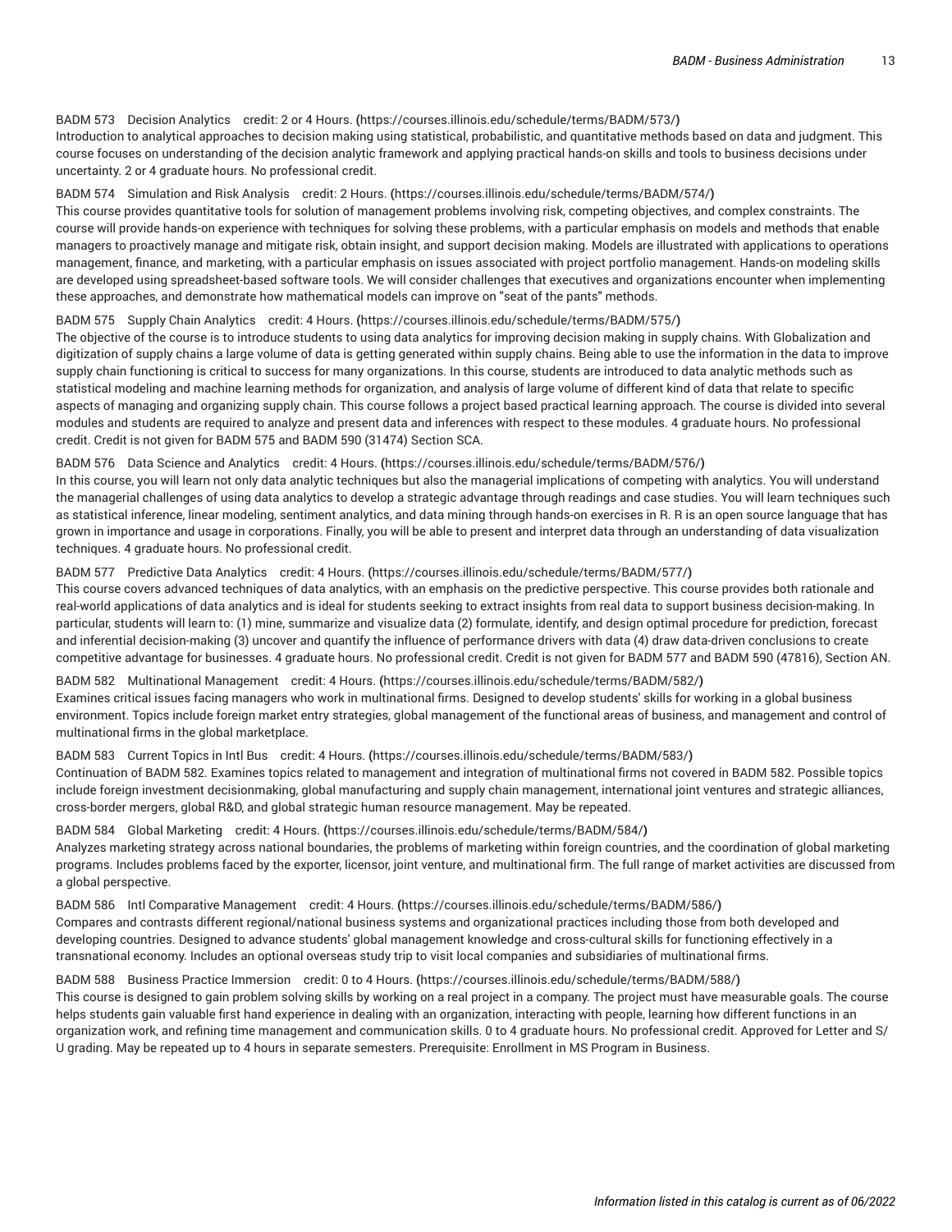BADM 573 Decision Analytics credit: 2 or 4 Hours. (https://courses.illinois.edu/schedule/terms/BADM/573/)
Introduction to analytical approaches to decision making using statistical, probabilistic, and quantitative methods based on data and judgment. This course focuses on understanding of the decision analytic framework and applying practical hands-on skills and tools to business decisions under uncertainty. 2 or 4 graduate hours. No professional credit.

BADM 574 Simulation and Risk Analysis credit: 2 Hours. (https://courses.illinois.edu/schedule/terms/BADM/574/)
This course provides quantitative tools for solution of management problems involving risk, competing objectives, and complex constraints. The course will provide hands-on experience with techniques for solving these problems, with a particular emphasis on models and methods that enable managers to proactively manage and mitigate risk, obtain insight, and support decision making. Models are illustrated with applications to operations management, finance, and marketing, with a particular emphasis on issues associated with project portfolio management. Hands-on modeling skills are developed using spreadsheet-based software tools. We will consider challenges that executives and organizations encounter when implementing these approaches, and demonstrate how mathematical models can improve on "seat of the pants" methods.

BADM 575 Supply Chain Analytics credit: 4 Hours. (https://courses.illinois.edu/schedule/terms/BADM/575/)
The objective of the course is to introduce students to using data analytics for improving decision making in supply chains. With Globalization and digitization of supply chains a large volume of data is getting generated within supply chains. Being able to use the information in the data to improve supply chain functioning is critical to success for many organizations. In this course, students are introduced to data analytic methods such as statistical modeling and machine learning methods for organization, and analysis of large volume of different kind of data that relate to specific aspects of managing and organizing supply chain. This course follows a project based practical learning approach. The course is divided into several modules and students are required to analyze and present data and inferences with respect to these modules. 4 graduate hours. No professional credit. Credit is not given for BADM 575 and BADM 590 (31474) Section SCA.

BADM 576 Data Science and Analytics credit: 4 Hours. (https://courses.illinois.edu/schedule/terms/BADM/576/)
In this course, you will learn not only data analytic techniques but also the managerial implications of competing with analytics. You will understand the managerial challenges of using data analytics to develop a strategic advantage through readings and case studies. You will learn techniques such as statistical inference, linear modeling, sentiment analytics, and data mining through hands-on exercises in R. R is an open source language that has grown in importance and usage in corporations. Finally, you will be able to present and interpret data through an understanding of data visualization techniques. 4 graduate hours. No professional credit.

BADM 577 Predictive Data Analytics credit: 4 Hours. (https://courses.illinois.edu/schedule/terms/BADM/577/)
This course covers advanced techniques of data analytics, with an emphasis on the predictive perspective. This course provides both rationale and real-world applications of data analytics and is ideal for students seeking to extract insights from real data to support business decision-making. In particular, students will learn to: (1) mine, summarize and visualize data (2) formulate, identify, and design optimal procedure for prediction, forecast and inferential decision-making (3) uncover and quantify the influence of performance drivers with data (4) draw data-driven conclusions to create competitive advantage for businesses. 4 graduate hours. No professional credit. Credit is not given for BADM 577 and BADM 590 (47816), Section AN.

BADM 582 Multinational Management credit: 4 Hours. (https://courses.illinois.edu/schedule/terms/BADM/582/)
Examines critical issues facing managers who work in multinational firms. Designed to develop students' skills for working in a global business environment. Topics include foreign market entry strategies, global management of the functional areas of business, and management and control of multinational firms in the global marketplace.

BADM 583 Current Topics in Intl Bus credit: 4 Hours. (https://courses.illinois.edu/schedule/terms/BADM/583/)
Continuation of BADM 582. Examines topics related to management and integration of multinational firms not covered in BADM 582. Possible topics include foreign investment decisionmaking, global manufacturing and supply chain management, international joint ventures and strategic alliances, cross-border mergers, global R&D, and global strategic human resource management. May be repeated.

BADM 584 Global Marketing credit: 4 Hours. (https://courses.illinois.edu/schedule/terms/BADM/584/)
Analyzes marketing strategy across national boundaries, the problems of marketing within foreign countries, and the coordination of global marketing programs. Includes problems faced by the exporter, licensor, joint venture, and multinational firm. The full range of market activities are discussed from a global perspective.

BADM 586 Intl Comparative Management credit: 4 Hours. (https://courses.illinois.edu/schedule/terms/BADM/586/)
Compares and contrasts different regional/national business systems and organizational practices including those from both developed and developing countries. Designed to advance students' global management knowledge and cross-cultural skills for functioning effectively in a transnational economy. Includes an optional overseas study trip to visit local companies and subsidiaries of multinational firms.

BADM 588 Business Practice Immersion credit: 0 to 4 Hours. (https://courses.illinois.edu/schedule/terms/BADM/588/)
This course is designed to gain problem solving skills by working on a real project in a company. The project must have measurable goals. The course helps students gain valuable first hand experience in dealing with an organization, interacting with people, learning how different functions in an organization work, and refining time management and communication skills. 0 to 4 graduate hours. No professional credit. Approved for Letter and S/U grading. May be repeated up to 4 hours in separate semesters. Prerequisite: Enrollment in MS Program in Business.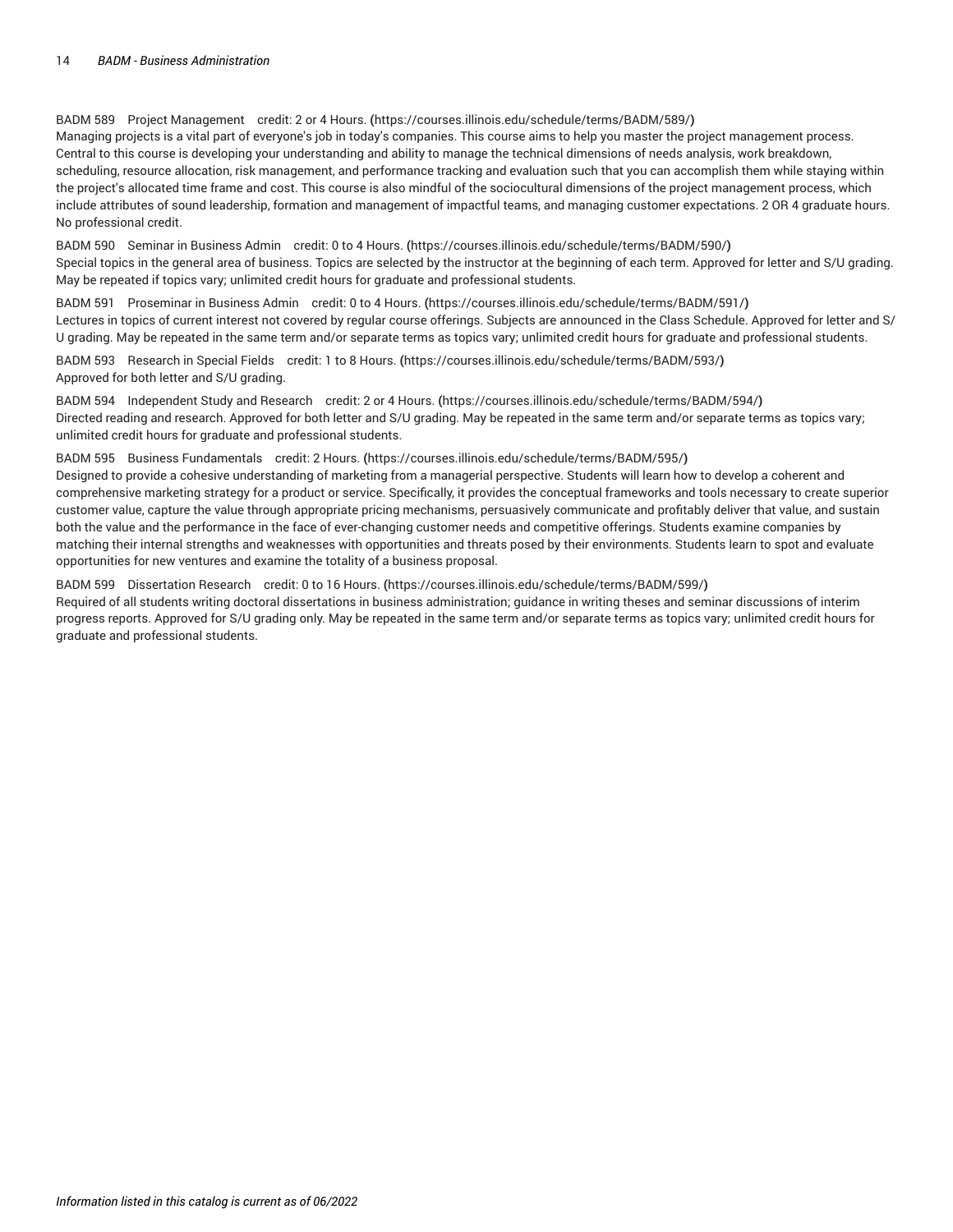BADM 589 Project Management credit: 2 or 4 Hours. (https://courses.illinois.edu/schedule/terms/BADM/589/)
Managing projects is a vital part of everyone's job in today's companies. This course aims to help you master the project management process. Central to this course is developing your understanding and ability to manage the technical dimensions of needs analysis, work breakdown, scheduling, resource allocation, risk management, and performance tracking and evaluation such that you can accomplish them while staying within the project's allocated time frame and cost. This course is also mindful of the sociocultural dimensions of the project management process, which include attributes of sound leadership, formation and management of impactful teams, and managing customer expectations. 2 OR 4 graduate hours. No professional credit.

BADM 590 Seminar in Business Admin credit: 0 to 4 Hours. (https://courses.illinois.edu/schedule/terms/BADM/590/)
Special topics in the general area of business. Topics are selected by the instructor at the beginning of each term. Approved for letter and S/U grading. May be repeated if topics vary; unlimited credit hours for graduate and professional students.

BADM 591 Proseminar in Business Admin credit: 0 to 4 Hours. (https://courses.illinois.edu/schedule/terms/BADM/591/)
Lectures in topics of current interest not covered by regular course offerings. Subjects are announced in the Class Schedule. Approved for letter and S/U grading. May be repeated in the same term and/or separate terms as topics vary; unlimited credit hours for graduate and professional students.

BADM 593 Research in Special Fields credit: 1 to 8 Hours. (https://courses.illinois.edu/schedule/terms/BADM/593/)
Approved for both letter and S/U grading.

BADM 594 Independent Study and Research credit: 2 or 4 Hours. (https://courses.illinois.edu/schedule/terms/BADM/594/)
Directed reading and research. Approved for both letter and S/U grading. May be repeated in the same term and/or separate terms as topics vary; unlimited credit hours for graduate and professional students.

BADM 595 Business Fundamentals credit: 2 Hours. (https://courses.illinois.edu/schedule/terms/BADM/595/)
Designed to provide a cohesive understanding of marketing from a managerial perspective. Students will learn how to develop a coherent and comprehensive marketing strategy for a product or service. Specifically, it provides the conceptual frameworks and tools necessary to create superior customer value, capture the value through appropriate pricing mechanisms, persuasively communicate and profitably deliver that value, and sustain both the value and the performance in the face of ever-changing customer needs and competitive offerings. Students examine companies by matching their internal strengths and weaknesses with opportunities and threats posed by their environments. Students learn to spot and evaluate opportunities for new ventures and examine the totality of a business proposal.

BADM 599 Dissertation Research credit: 0 to 16 Hours. (https://courses.illinois.edu/schedule/terms/BADM/599/)
Required of all students writing doctoral dissertations in business administration; guidance in writing theses and seminar discussions of interim progress reports. Approved for S/U grading only. May be repeated in the same term and/or separate terms as topics vary; unlimited credit hours for graduate and professional students.